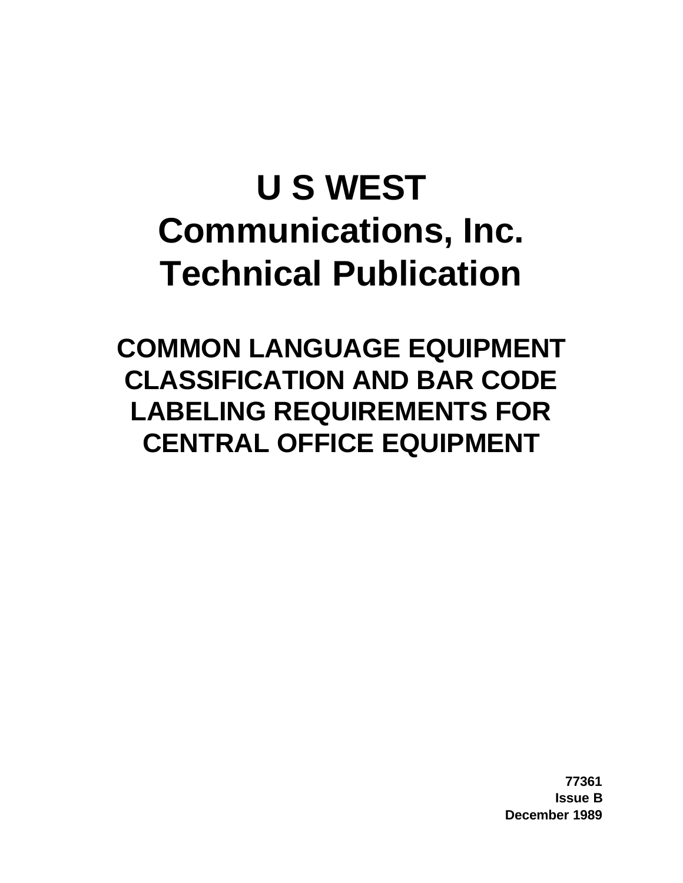# U S WEST Communications, Inc. Technical Publication

## COMMON LANGUAGE EQUIPMENT CLASSIFICATION AND BAR CODE LABELING REQUIREMENTS FOR CENTRAL OFFICE EQUIPMENT

**77361**
**Issue B**
**December 1989**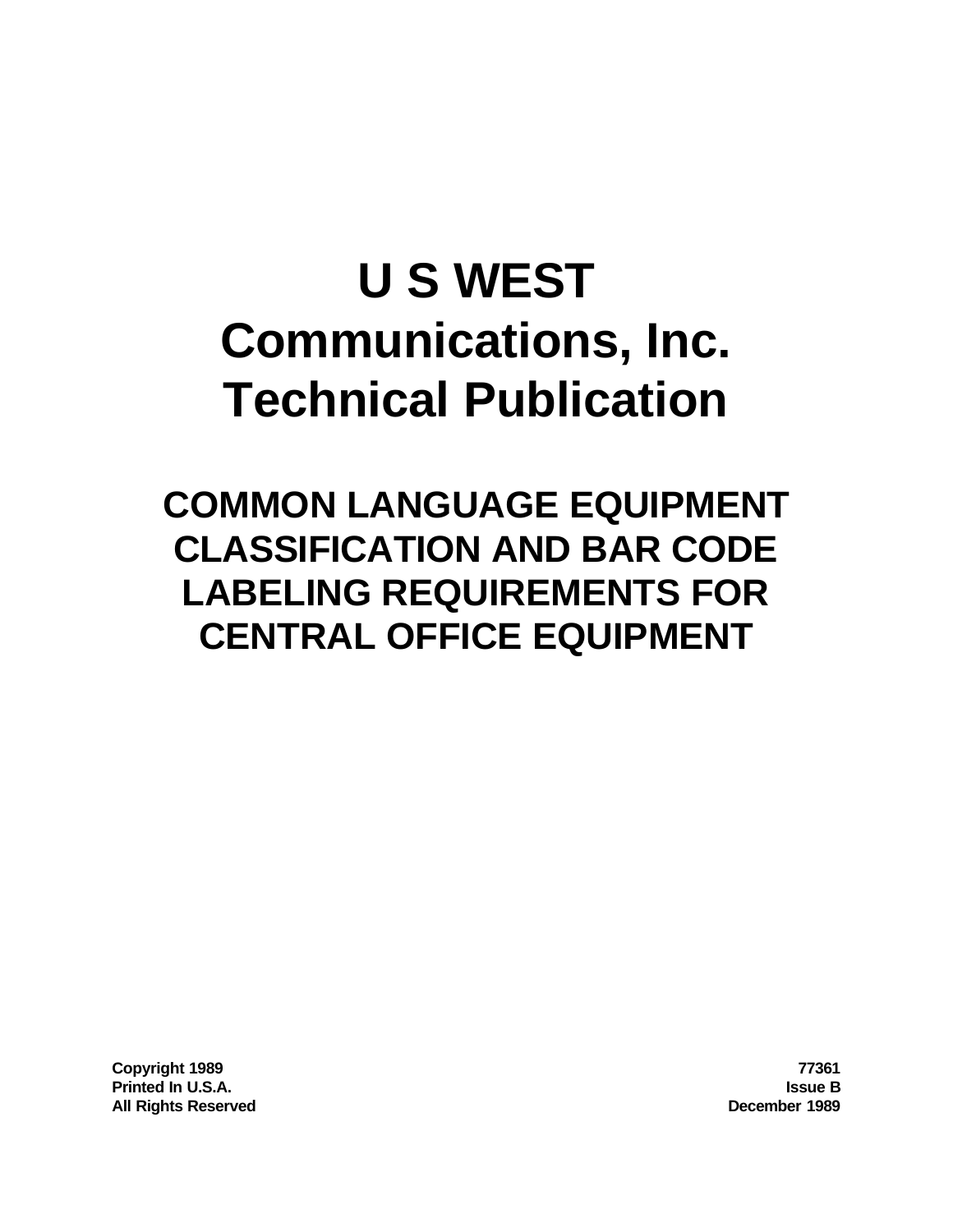# U S WEST Communications, Inc. Technical Publication

## COMMON LANGUAGE EQUIPMENT CLASSIFICATION AND BAR CODE LABELING REQUIREMENTS FOR CENTRAL OFFICE EQUIPMENT

**Copyright 1989**
**Printed In U.S.A.**
**All Rights Reserved**

**77361**
**Issue B**
**December 1989**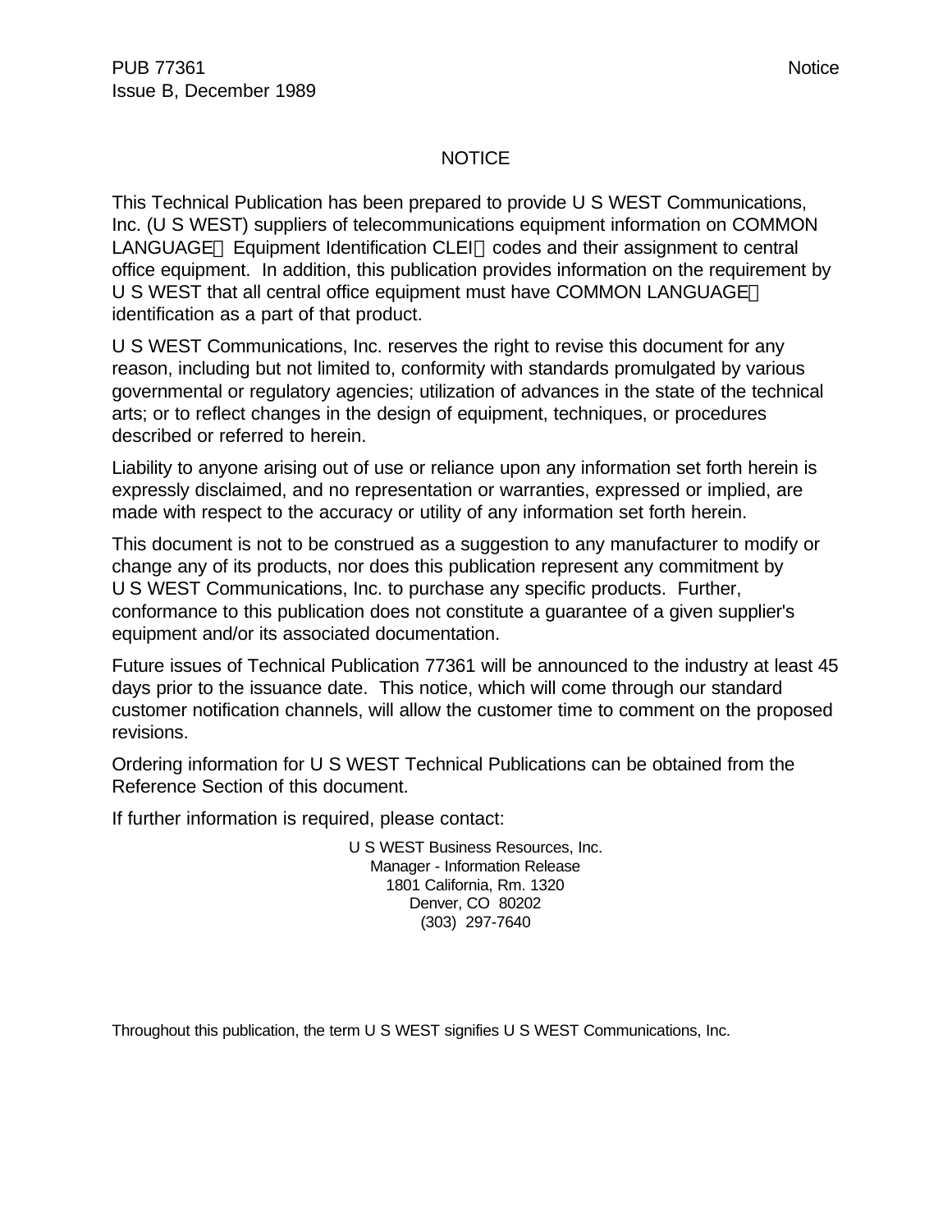# NOTICE

This Technical Publication has been prepared to provide U S WEST Communications, Inc. (U S WEST) suppliers of telecommunications equipment information on COMMON LANGUAGE® Equipment Identification CLEI™ codes and their assignment to central office equipment. In addition, this publication provides information on the requirement by U S WEST that all central office equipment must have COMMON LANGUAGE® identification as a part of that product.

U S WEST Communications, Inc. reserves the right to revise this document for any reason, including but not limited to, conformity with standards promulgated by various governmental or regulatory agencies; utilization of advances in the state of the technical arts; or to reflect changes in the design of equipment, techniques, or procedures described or referred to herein.

Liability to anyone arising out of use or reliance upon any information set forth herein is expressly disclaimed, and no representation or warranties, expressed or implied, are made with respect to the accuracy or utility of any information set forth herein.

This document is not to be construed as a suggestion to any manufacturer to modify or change any of its products, nor does this publication represent any commitment by U S WEST Communications, Inc. to purchase any specific products. Further, conformance to this publication does not constitute a guarantee of a given supplier's equipment and/or its associated documentation.

Future issues of Technical Publication 77361 will be announced to the industry at least 45 days prior to the issuance date. This notice, which will come through our standard customer notification channels, will allow the customer time to comment on the proposed revisions.

Ordering information for U S WEST Technical Publications can be obtained from the Reference Section of this document.

If further information is required, please contact:

U S WEST Business Resources, Inc.
Manager - Information Release
1801 California, Rm. 1320
Denver, CO 80202
(303) 297-7640

Throughout this publication, the term U S WEST signifies U S WEST Communications, Inc.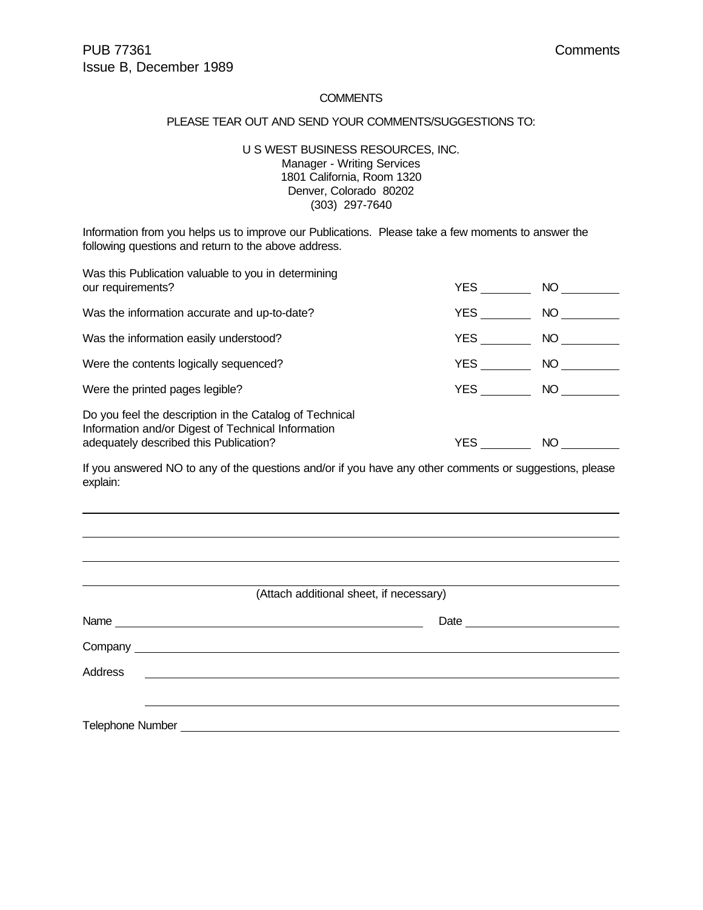# COMMENTS

PLEASE TEAR OUT AND SEND YOUR COMMENTS/SUGGESTIONS TO:

U S WEST BUSINESS RESOURCES, INC.
Manager - Writing Services
1801 California, Room 1320
Denver, Colorado 80202
(303) 297-7640

Information from you helps us to improve our Publications. Please take a few moments to answer the following questions and return to the above address.

| | | |
|---|---|---|
| Was this Publication valuable to you in determining our requirements? | YES ________ | NO ________ |
| Was the information accurate and up-to-date? | YES ________ | NO ________ |
| Was the information easily understood? | YES ________ | NO ________ |
| Were the contents logically sequenced? | YES ________ | NO ________ |
| Were the printed pages legible? | YES ________ | NO ________ |
| Do you feel the description in the Catalog of Technical Information and/or Digest of Technical Information adequately described this Publication? | YES ________ | NO ________ |

If you answered NO to any of the questions and/or if you have any other comments or suggestions, please explain:

________________________________________________________________________________

________________________________________________________________________________

________________________________________________________________________________

________________________________________________________________________________

(Attach additional sheet, if necessary)

Name ________________________________________ Date ____________________

Company ________________________________________________________________

Address ________________________________________________________________

________________________________________________________________

Telephone Number ________________________________________________________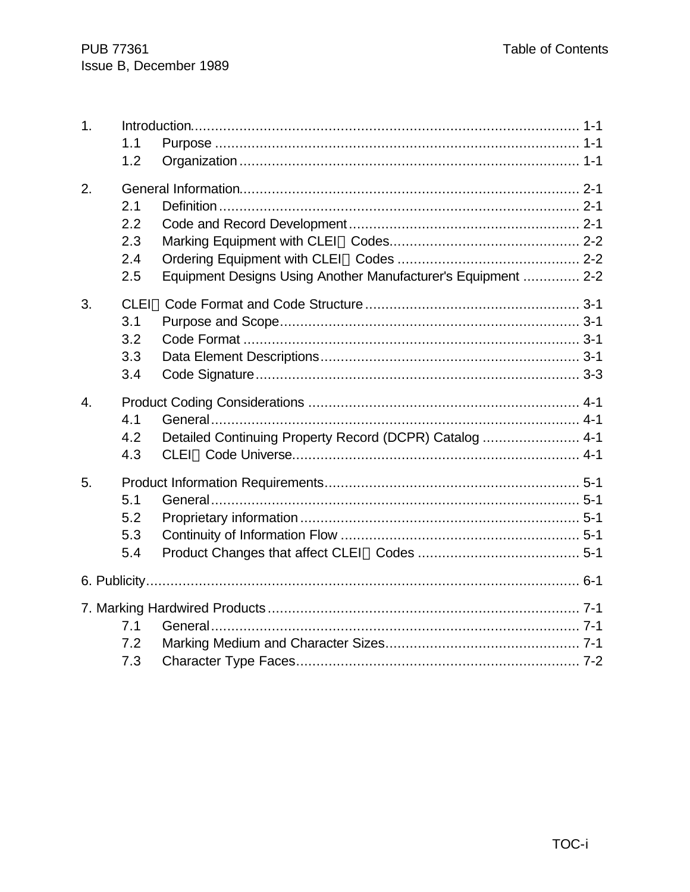1. Introduction ........................................................................................... 1-1
   - 1.1 Purpose ........................................................................................... 1-1
   - 1.2 Organization .................................................................................... 1-1

2. General Information .................................................................................. 2-1
   - 2.1 Definition ......................................................................................... 2-1
   - 2.2 Code and Record Development ......................................................... 2-1
   - 2.3 Marking Equipment with CLEI Codes ............................................... 2-2
   - 2.4 Ordering Equipment with CLEI Codes ............................................. 2-2
   - 2.5 Equipment Designs Using Another Manufacturer's Equipment .............. 2-2

3. CLEI Code Format and Code Structure ..................................................... 3-1
   - 3.1 Purpose and Scope .......................................................................... 3-1
   - 3.2 Code Format ................................................................................... 3-1
   - 3.3 Data Element Descriptions ................................................................ 3-1
   - 3.4 Code Signature ................................................................................ 3-3

4. Product Coding Considerations ................................................................... 4-1
   - 4.1 General ............................................................................................ 4-1
   - 4.2 Detailed Continuing Property Record (DCPR) Catalog ........................ 4-1
   - 4.3 CLEI Code Universe ........................................................................ 4-1

5. Product Information Requirements ............................................................... 5-1
   - 5.1 General ............................................................................................ 5-1
   - 5.2 Proprietary information ..................................................................... 5-1
   - 5.3 Continuity of Information Flow ........................................................... 5-1
   - 5.4 Product Changes that affect CLEI Codes ........................................... 5-1

6. Publicity ................................................................................................... 6-1

7. Marking Hardwired Products ....................................................................... 7-1
   - 7.1 General ............................................................................................ 7-1
   - 7.2 Marking Medium and Character Sizes ................................................ 7-1
   - 7.3 Character Type Faces ...................................................................... 7-2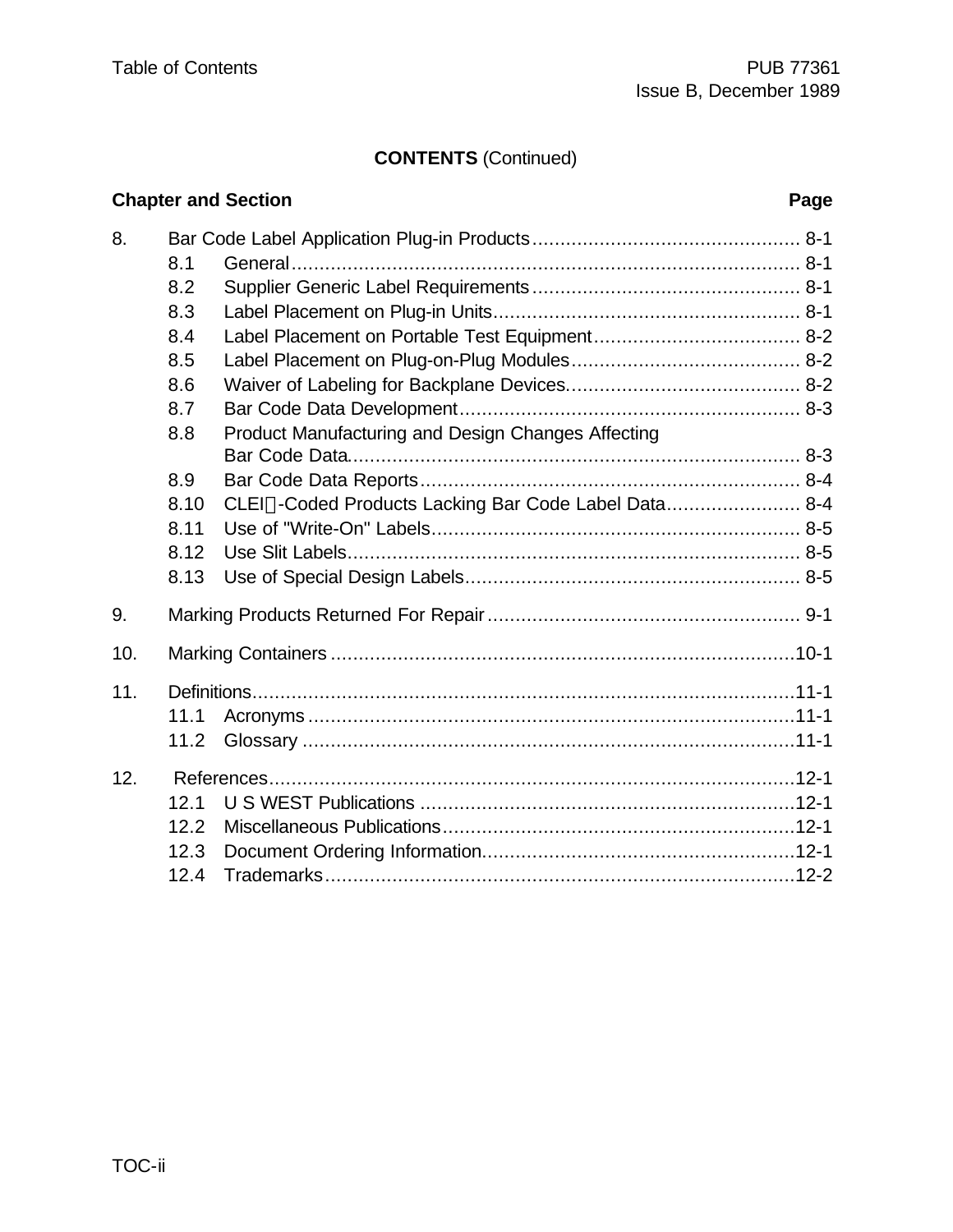**CONTENTS** (Continued)

| Chapter and Section | | Page |
|---|---|---|
| 8. | Bar Code Label Application Plug-in Products | 8-1 |
| | 8.1 General | 8-1 |
| | 8.2 Supplier Generic Label Requirements | 8-1 |
| | 8.3 Label Placement on Plug-in Units | 8-1 |
| | 8.4 Label Placement on Portable Test Equipment | 8-2 |
| | 8.5 Label Placement on Plug-on-Plug Modules | 8-2 |
| | 8.6 Waiver of Labeling for Backplane Devices. | 8-2 |
| | 8.7 Bar Code Data Development | 8-3 |
| | 8.8 Product Manufacturing and Design Changes Affecting Bar Code Data. | 8-3 |
| | 8.9 Bar Code Data Reports | 8-4 |
| | 8.10 CLEI™-Coded Products Lacking Bar Code Label Data | 8-4 |
| | 8.11 Use of "Write-On" Labels | 8-5 |
| | 8.12 Use Slit Labels | 8-5 |
| | 8.13 Use of Special Design Labels | 8-5 |
| 9. | Marking Products Returned For Repair | 9-1 |
| 10. | Marking Containers | 10-1 |
| 11. | Definitions | 11-1 |
| | 11.1 Acronyms | 11-1 |
| | 11.2 Glossary | 11-1 |
| 12. | References | 12-1 |
| | 12.1 U S WEST Publications | 12-1 |
| | 12.2 Miscellaneous Publications | 12-1 |
| | 12.3 Document Ordering Information | 12-1 |
| | 12.4 Trademarks | 12-2 |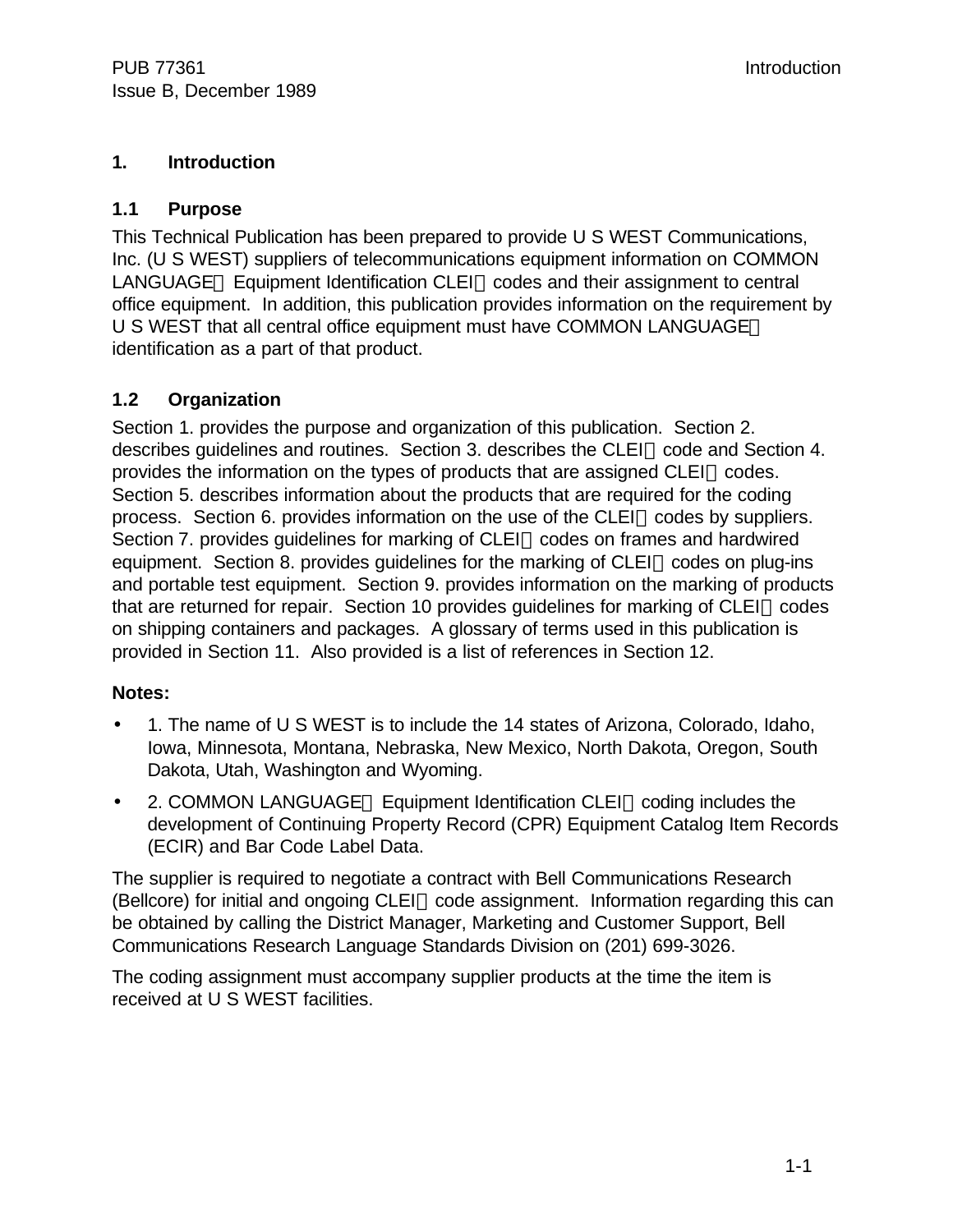# 1. Introduction

## 1.1 Purpose

This Technical Publication has been prepared to provide U S WEST Communications, Inc. (U S WEST) suppliers of telecommunications equipment information on COMMON LANGUAGE Equipment Identification CLEI codes and their assignment to central office equipment. In addition, this publication provides information on the requirement by U S WEST that all central office equipment must have COMMON LANGUAGE identification as a part of that product.

## 1.2 Organization

Section 1. provides the purpose and organization of this publication. Section 2. describes guidelines and routines. Section 3. describes the CLEI code and Section 4. provides the information on the types of products that are assigned CLEI codes. Section 5. describes information about the products that are required for the coding process. Section 6. provides information on the use of the CLEI codes by suppliers. Section 7. provides guidelines for marking of CLEI codes on frames and hardwired equipment. Section 8. provides guidelines for the marking of CLEI codes on plug-ins and portable test equipment. Section 9. provides information on the marking of products that are returned for repair. Section 10 provides guidelines for marking of CLEI codes on shipping containers and packages. A glossary of terms used in this publication is provided in Section 11. Also provided is a list of references in Section 12.

**Notes:**

- 1. The name of U S WEST is to include the 14 states of Arizona, Colorado, Idaho, Iowa, Minnesota, Montana, Nebraska, New Mexico, North Dakota, Oregon, South Dakota, Utah, Washington and Wyoming.
- 2. COMMON LANGUAGE Equipment Identification CLEI coding includes the development of Continuing Property Record (CPR) Equipment Catalog Item Records (ECIR) and Bar Code Label Data.

The supplier is required to negotiate a contract with Bell Communications Research (Bellcore) for initial and ongoing CLEI code assignment. Information regarding this can be obtained by calling the District Manager, Marketing and Customer Support, Bell Communications Research Language Standards Division on (201) 699-3026.

The coding assignment must accompany supplier products at the time the item is received at U S WEST facilities.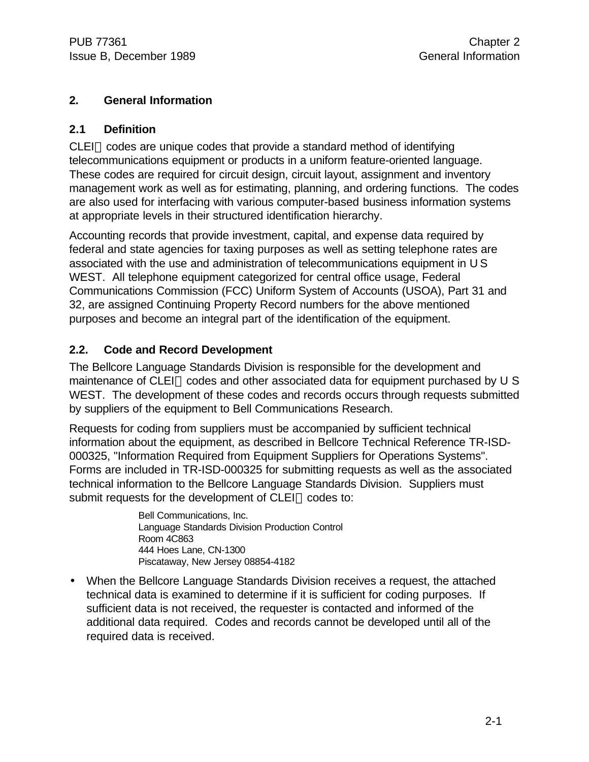# 2. General Information

## 2.1 Definition

CLEI codes are unique codes that provide a standard method of identifying telecommunications equipment or products in a uniform feature-oriented language. These codes are required for circuit design, circuit layout, assignment and inventory management work as well as for estimating, planning, and ordering functions. The codes are also used for interfacing with various computer-based business information systems at appropriate levels in their structured identification hierarchy.

Accounting records that provide investment, capital, and expense data required by federal and state agencies for taxing purposes as well as setting telephone rates are associated with the use and administration of telecommunications equipment in U S WEST. All telephone equipment categorized for central office usage, Federal Communications Commission (FCC) Uniform System of Accounts (USOA), Part 31 and 32, are assigned Continuing Property Record numbers for the above mentioned purposes and become an integral part of the identification of the equipment.

## 2.2. Code and Record Development

The Bellcore Language Standards Division is responsible for the development and maintenance of CLEI codes and other associated data for equipment purchased by U S WEST. The development of these codes and records occurs through requests submitted by suppliers of the equipment to Bell Communications Research.

Requests for coding from suppliers must be accompanied by sufficient technical information about the equipment, as described in Bellcore Technical Reference TR-ISD-000325, "Information Required from Equipment Suppliers for Operations Systems". Forms are included in TR-ISD-000325 for submitting requests as well as the associated technical information to the Bellcore Language Standards Division. Suppliers must submit requests for the development of CLEI codes to:

> Bell Communications, Inc.
> Language Standards Division Production Control
> Room 4C863
> 444 Hoes Lane, CN-1300
> Piscataway, New Jersey 08854-4182

- When the Bellcore Language Standards Division receives a request, the attached technical data is examined to determine if it is sufficient for coding purposes. If sufficient data is not received, the requester is contacted and informed of the additional data required. Codes and records cannot be developed until all of the required data is received.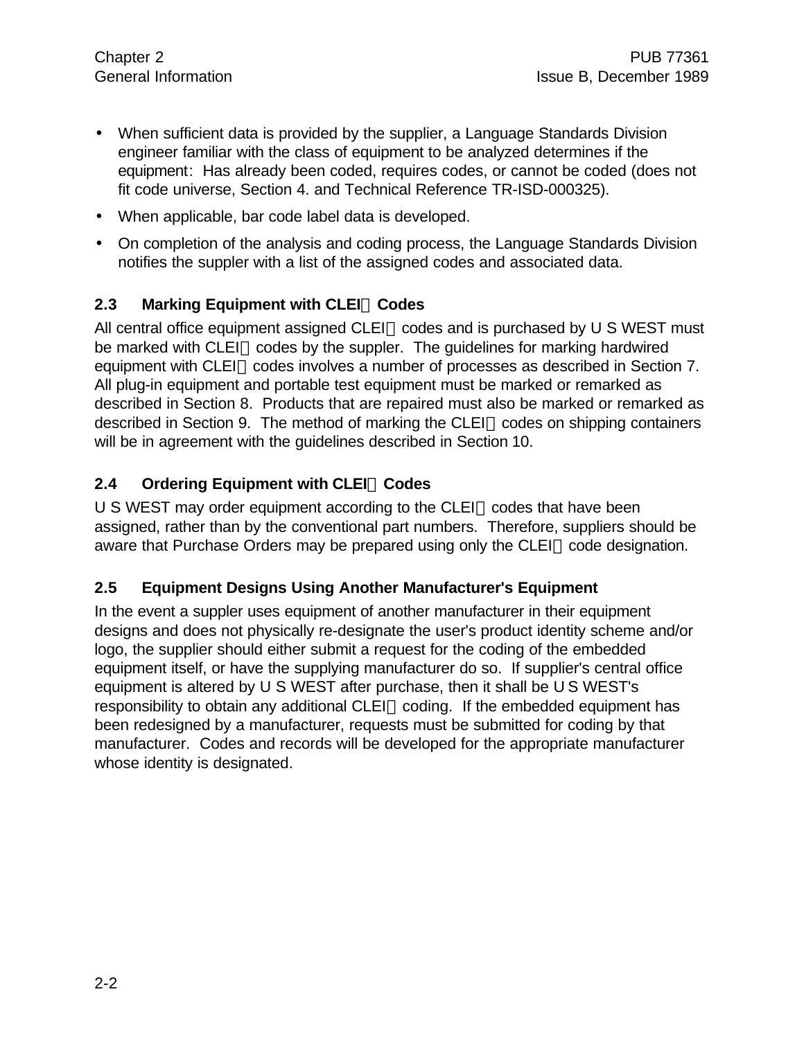- When sufficient data is provided by the supplier, a Language Standards Division engineer familiar with the class of equipment to be analyzed determines if the equipment: Has already been coded, requires codes, or cannot be coded (does not fit code universe, Section 4. and Technical Reference TR-ISD-000325).
- When applicable, bar code label data is developed.
- On completion of the analysis and coding process, the Language Standards Division notifies the suppler with a list of the assigned codes and associated data.

### 2.3 Marking Equipment with CLEI™ Codes

All central office equipment assigned CLEI™ codes and is purchased by U S WEST must be marked with CLEI™ codes by the suppler. The guidelines for marking hardwired equipment with CLEI™ codes involves a number of processes as described in Section 7. All plug-in equipment and portable test equipment must be marked or remarked as described in Section 8. Products that are repaired must also be marked or remarked as described in Section 9. The method of marking the CLEI™ codes on shipping containers will be in agreement with the guidelines described in Section 10.

### 2.4 Ordering Equipment with CLEI™ Codes

U S WEST may order equipment according to the CLEI™ codes that have been assigned, rather than by the conventional part numbers. Therefore, suppliers should be aware that Purchase Orders may be prepared using only the CLEI™ code designation.

### 2.5 Equipment Designs Using Another Manufacturer's Equipment

In the event a suppler uses equipment of another manufacturer in their equipment designs and does not physically re-designate the user's product identity scheme and/or logo, the supplier should either submit a request for the coding of the embedded equipment itself, or have the supplying manufacturer do so. If supplier's central office equipment is altered by U S WEST after purchase, then it shall be U S WEST's responsibility to obtain any additional CLEI™ coding. If the embedded equipment has been redesigned by a manufacturer, requests must be submitted for coding by that manufacturer. Codes and records will be developed for the appropriate manufacturer whose identity is designated.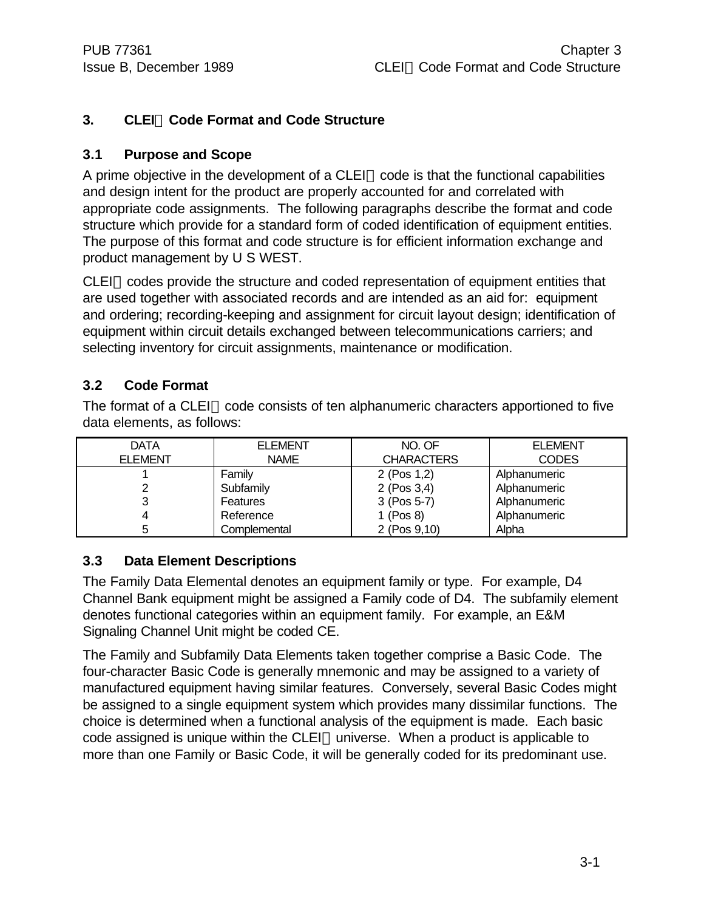## 3. CLEI Code Format and Code Structure

### 3.1 Purpose and Scope

A prime objective in the development of a CLEI code is that the functional capabilities and design intent for the product are properly accounted for and correlated with appropriate code assignments. The following paragraphs describe the format and code structure which provide for a standard form of coded identification of equipment entities. The purpose of this format and code structure is for efficient information exchange and product management by U S WEST.

CLEI codes provide the structure and coded representation of equipment entities that are used together with associated records and are intended as an aid for: equipment and ordering; recording-keeping and assignment for circuit layout design; identification of equipment within circuit details exchanged between telecommunications carriers; and selecting inventory for circuit assignments, maintenance or modification.

### 3.2 Code Format

The format of a CLEI code consists of ten alphanumeric characters apportioned to five data elements, as follows:

| DATA ELEMENT | ELEMENT NAME | NO. OF CHARACTERS | ELEMENT CODES |
|---|---|---|---|
| 1 | Family | 2 (Pos 1,2) | Alphanumeric |
| 2 | Subfamily | 2 (Pos 3,4) | Alphanumeric |
| 3 | Features | 3 (Pos 5-7) | Alphanumeric |
| 4 | Reference | 1 (Pos 8) | Alphanumeric |
| 5 | Complemental | 2 (Pos 9,10) | Alpha |

### 3.3 Data Element Descriptions

The Family Data Elemental denotes an equipment family or type. For example, D4 Channel Bank equipment might be assigned a Family code of D4. The subfamily element denotes functional categories within an equipment family. For example, an E&M Signaling Channel Unit might be coded CE.

The Family and Subfamily Data Elements taken together comprise a Basic Code. The four-character Basic Code is generally mnemonic and may be assigned to a variety of manufactured equipment having similar features. Conversely, several Basic Codes might be assigned to a single equipment system which provides many dissimilar functions. The choice is determined when a functional analysis of the equipment is made. Each basic code assigned is unique within the CLEI universe. When a product is applicable to more than one Family or Basic Code, it will be generally coded for its predominant use.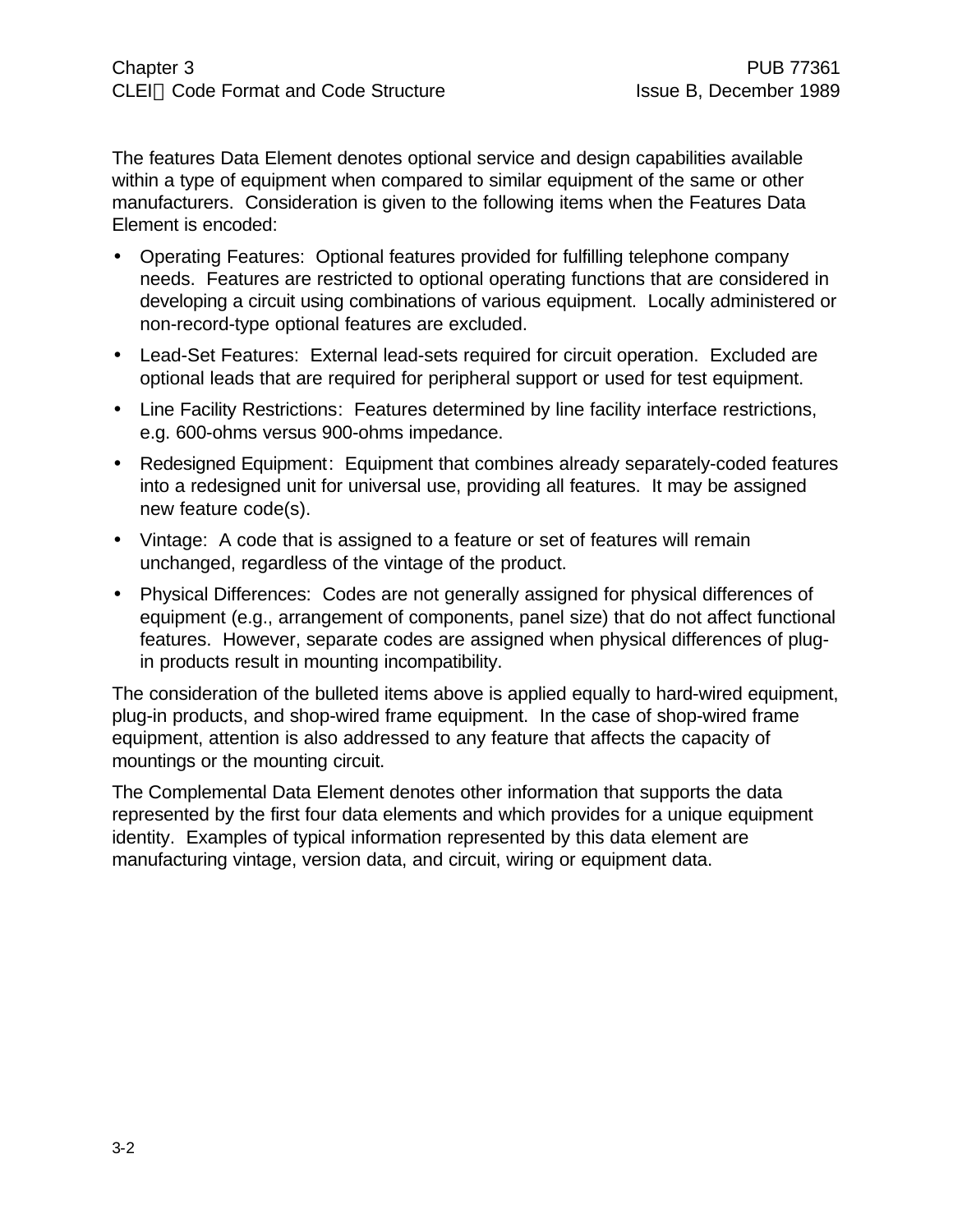The features Data Element denotes optional service and design capabilities available within a type of equipment when compared to similar equipment of the same or other manufacturers. Consideration is given to the following items when the Features Data Element is encoded:

- Operating Features: Optional features provided for fulfilling telephone company needs. Features are restricted to optional operating functions that are considered in developing a circuit using combinations of various equipment. Locally administered or non-record-type optional features are excluded.
- Lead-Set Features: External lead-sets required for circuit operation. Excluded are optional leads that are required for peripheral support or used for test equipment.
- Line Facility Restrictions: Features determined by line facility interface restrictions, e.g. 600-ohms versus 900-ohms impedance.
- Redesigned Equipment: Equipment that combines already separately-coded features into a redesigned unit for universal use, providing all features. It may be assigned new feature code(s).
- Vintage: A code that is assigned to a feature or set of features will remain unchanged, regardless of the vintage of the product.
- Physical Differences: Codes are not generally assigned for physical differences of equipment (e.g., arrangement of components, panel size) that do not affect functional features. However, separate codes are assigned when physical differences of plug-in products result in mounting incompatibility.

The consideration of the bulleted items above is applied equally to hard-wired equipment, plug-in products, and shop-wired frame equipment. In the case of shop-wired frame equipment, attention is also addressed to any feature that affects the capacity of mountings or the mounting circuit.

The Complemental Data Element denotes other information that supports the data represented by the first four data elements and which provides for a unique equipment identity. Examples of typical information represented by this data element are manufacturing vintage, version data, and circuit, wiring or equipment data.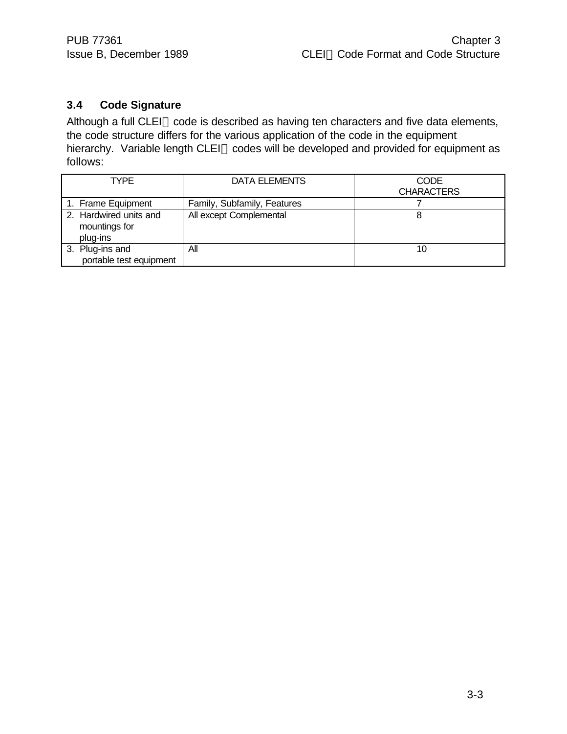### 3.4 Code Signature

Although a full CLEI code is described as having ten characters and five data elements, the code structure differs for the various application of the code in the equipment hierarchy. Variable length CLEI codes will be developed and provided for equipment as follows:

| TYPE | DATA ELEMENTS | CODE CHARACTERS |
|---|---|---|
| 1. Frame Equipment | Family, Subfamily, Features | 7 |
| 2. Hardwired units and mountings for plug-ins | All except Complemental | 8 |
| 3. Plug-ins and portable test equipment | All | 10 |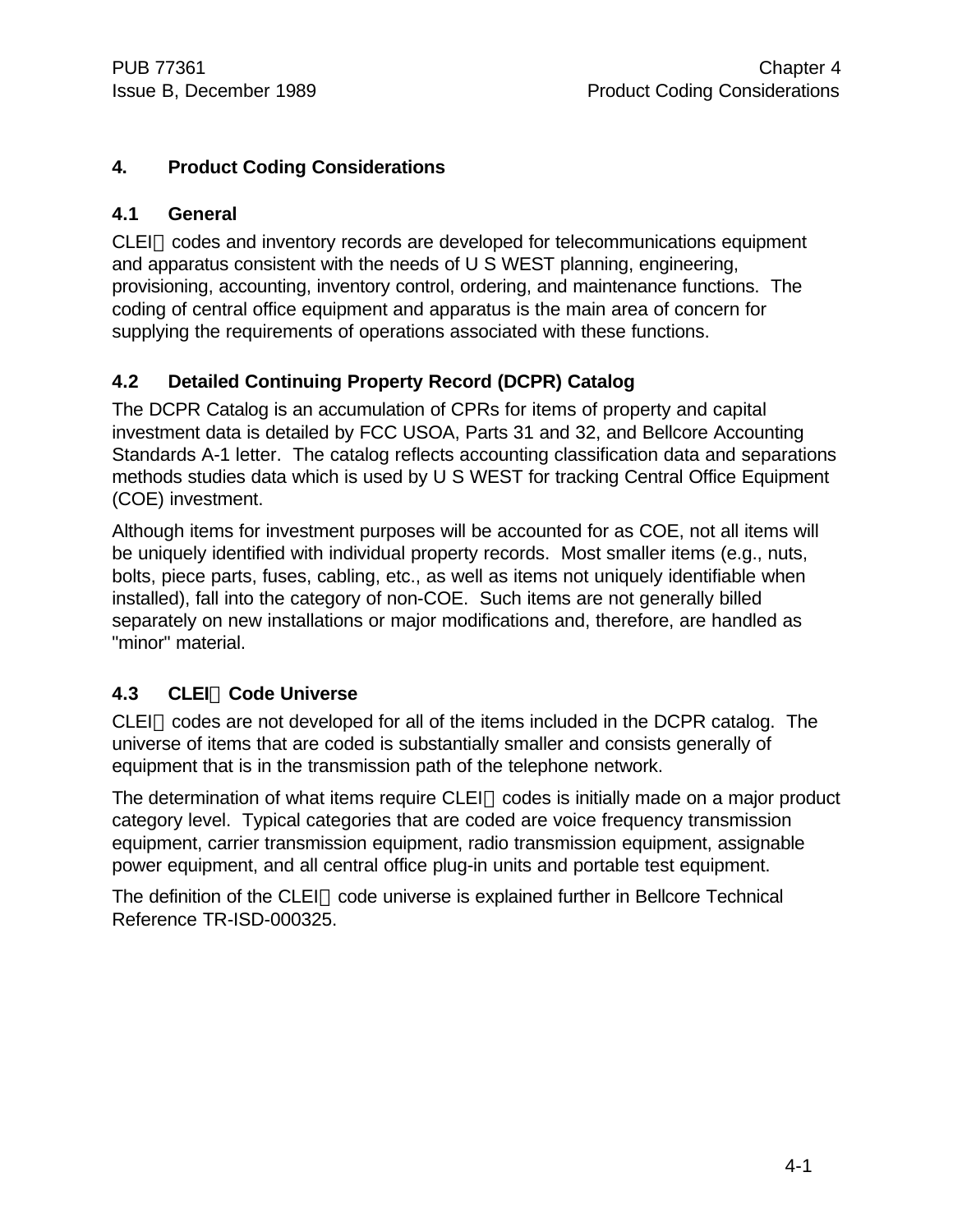# 4. Product Coding Considerations

## 4.1 General

CLEI codes and inventory records are developed for telecommunications equipment and apparatus consistent with the needs of U S WEST planning, engineering, provisioning, accounting, inventory control, ordering, and maintenance functions. The coding of central office equipment and apparatus is the main area of concern for supplying the requirements of operations associated with these functions.

## 4.2 Detailed Continuing Property Record (DCPR) Catalog

The DCPR Catalog is an accumulation of CPRs for items of property and capital investment data is detailed by FCC USOA, Parts 31 and 32, and Bellcore Accounting Standards A-1 letter. The catalog reflects accounting classification data and separations methods studies data which is used by U S WEST for tracking Central Office Equipment (COE) investment.

Although items for investment purposes will be accounted for as COE, not all items will be uniquely identified with individual property records. Most smaller items (e.g., nuts, bolts, piece parts, fuses, cabling, etc., as well as items not uniquely identifiable when installed), fall into the category of non-COE. Such items are not generally billed separately on new installations or major modifications and, therefore, are handled as "minor" material.

## 4.3 CLEI Code Universe

CLEI codes are not developed for all of the items included in the DCPR catalog. The universe of items that are coded is substantially smaller and consists generally of equipment that is in the transmission path of the telephone network.

The determination of what items require CLEI codes is initially made on a major product category level. Typical categories that are coded are voice frequency transmission equipment, carrier transmission equipment, radio transmission equipment, assignable power equipment, and all central office plug-in units and portable test equipment.

The definition of the CLEI code universe is explained further in Bellcore Technical Reference TR-ISD-000325.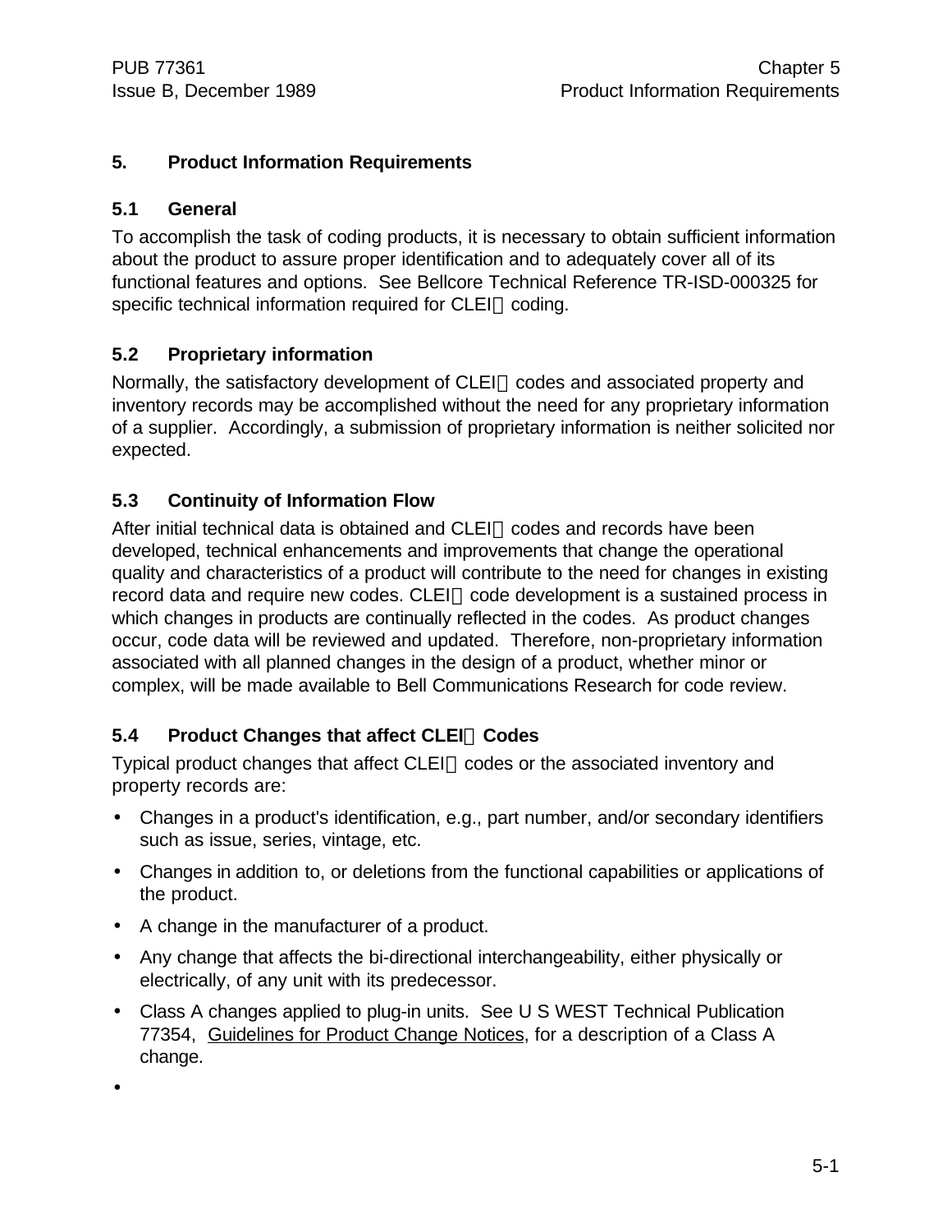# 5. Product Information Requirements

## 5.1 General

To accomplish the task of coding products, it is necessary to obtain sufficient information about the product to assure proper identification and to adequately cover all of its functional features and options. See Bellcore Technical Reference TR-ISD-000325 for specific technical information required for CLEI coding.

## 5.2 Proprietary information

Normally, the satisfactory development of CLEI codes and associated property and inventory records may be accomplished without the need for any proprietary information of a supplier. Accordingly, a submission of proprietary information is neither solicited nor expected.

## 5.3 Continuity of Information Flow

After initial technical data is obtained and CLEI codes and records have been developed, technical enhancements and improvements that change the operational quality and characteristics of a product will contribute to the need for changes in existing record data and require new codes. CLEI code development is a sustained process in which changes in products are continually reflected in the codes. As product changes occur, code data will be reviewed and updated. Therefore, non-proprietary information associated with all planned changes in the design of a product, whether minor or complex, will be made available to Bell Communications Research for code review.

## 5.4 Product Changes that affect CLEI Codes

Typical product changes that affect CLEI codes or the associated inventory and property records are:

- Changes in a product's identification, e.g., part number, and/or secondary identifiers such as issue, series, vintage, etc.
- Changes in addition to, or deletions from the functional capabilities or applications of the product.
- A change in the manufacturer of a product.
- Any change that affects the bi-directional interchangeability, either physically or electrically, of any unit with its predecessor.
- Class A changes applied to plug-in units. See U S WEST Technical Publication 77354, Guidelines for Product Change Notices, for a description of a Class A change.
-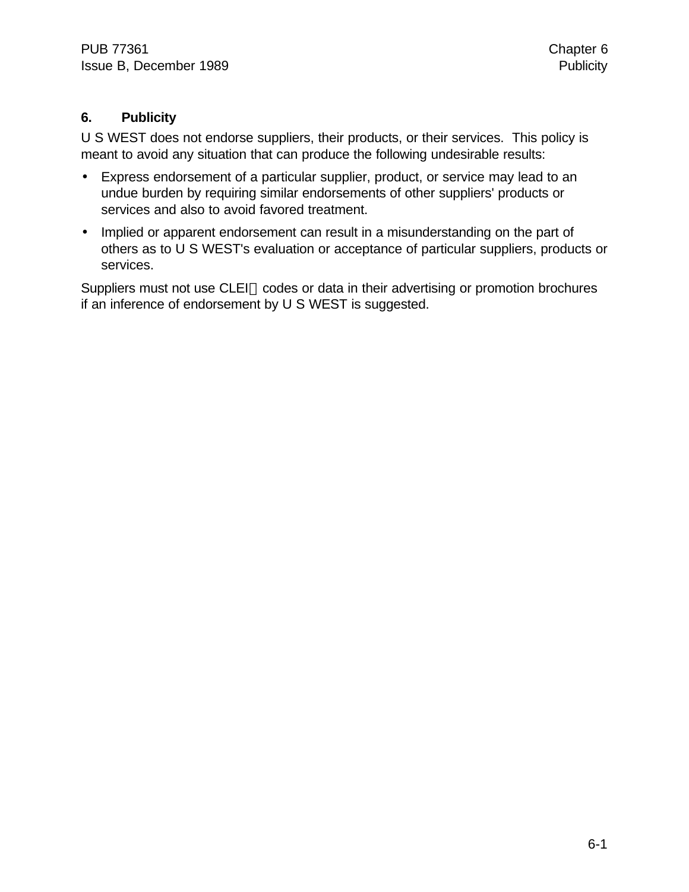## 6. Publicity

U S WEST does not endorse suppliers, their products, or their services. This policy is meant to avoid any situation that can produce the following undesirable results:

- Express endorsement of a particular supplier, product, or service may lead to an undue burden by requiring similar endorsements of other suppliers' products or services and also to avoid favored treatment.
- Implied or apparent endorsement can result in a misunderstanding on the part of others as to U S WEST's evaluation or acceptance of particular suppliers, products or services.

Suppliers must not use CLEI codes or data in their advertising or promotion brochures if an inference of endorsement by U S WEST is suggested.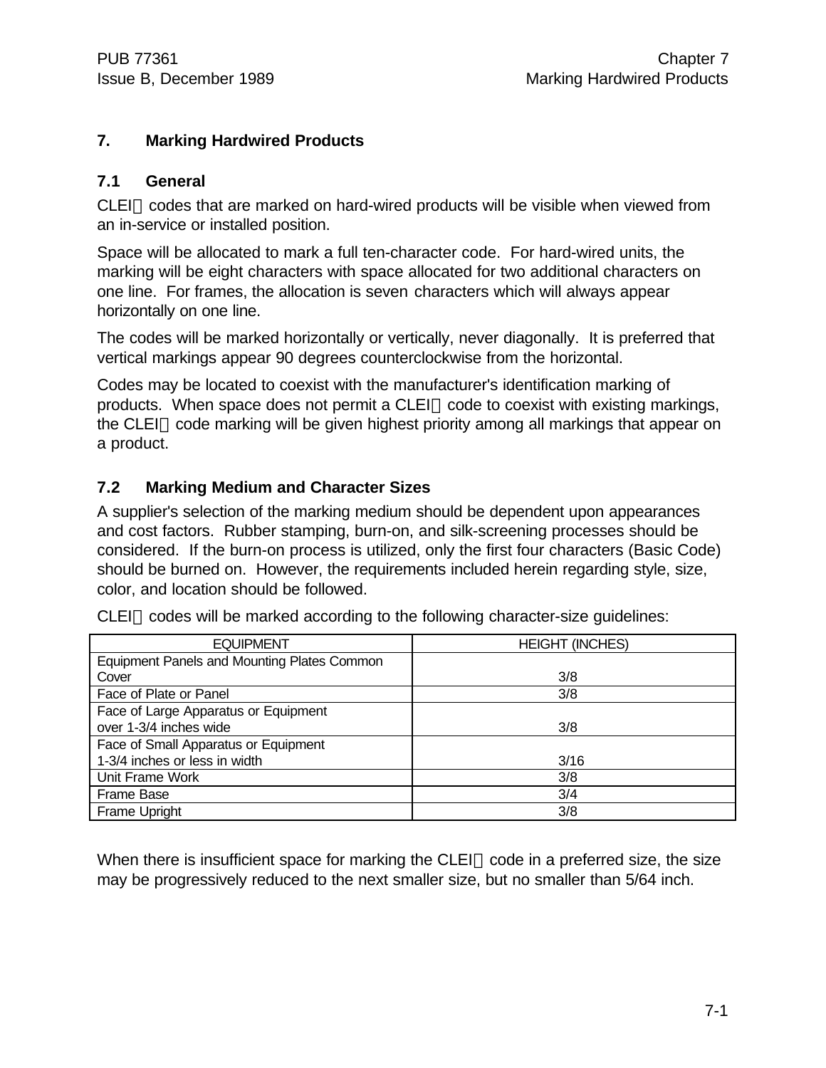# 7. Marking Hardwired Products

## 7.1 General

CLEI codes that are marked on hard-wired products will be visible when viewed from an in-service or installed position.

Space will be allocated to mark a full ten-character code. For hard-wired units, the marking will be eight characters with space allocated for two additional characters on one line. For frames, the allocation is seven characters which will always appear horizontally on one line.

The codes will be marked horizontally or vertically, never diagonally. It is preferred that vertical markings appear 90 degrees counterclockwise from the horizontal.

Codes may be located to coexist with the manufacturer's identification marking of products. When space does not permit a CLEI code to coexist with existing markings, the CLEI code marking will be given highest priority among all markings that appear on a product.

## 7.2 Marking Medium and Character Sizes

A supplier's selection of the marking medium should be dependent upon appearances and cost factors. Rubber stamping, burn-on, and silk-screening processes should be considered. If the burn-on process is utilized, only the first four characters (Basic Code) should be burned on. However, the requirements included herein regarding style, size, color, and location should be followed.

CLEI codes will be marked according to the following character-size guidelines:

| EQUIPMENT | HEIGHT (INCHES) |
|---|---|
| Equipment Panels and Mounting Plates Common Cover | 3/8 |
| Face of Plate or Panel | 3/8 |
| Face of Large Apparatus or Equipment over 1-3/4 inches wide | 3/8 |
| Face of Small Apparatus or Equipment 1-3/4 inches or less in width | 3/16 |
| Unit Frame Work | 3/8 |
| Frame Base | 3/4 |
| Frame Upright | 3/8 |

When there is insufficient space for marking the CLEI code in a preferred size, the size may be progressively reduced to the next smaller size, but no smaller than 5/64 inch.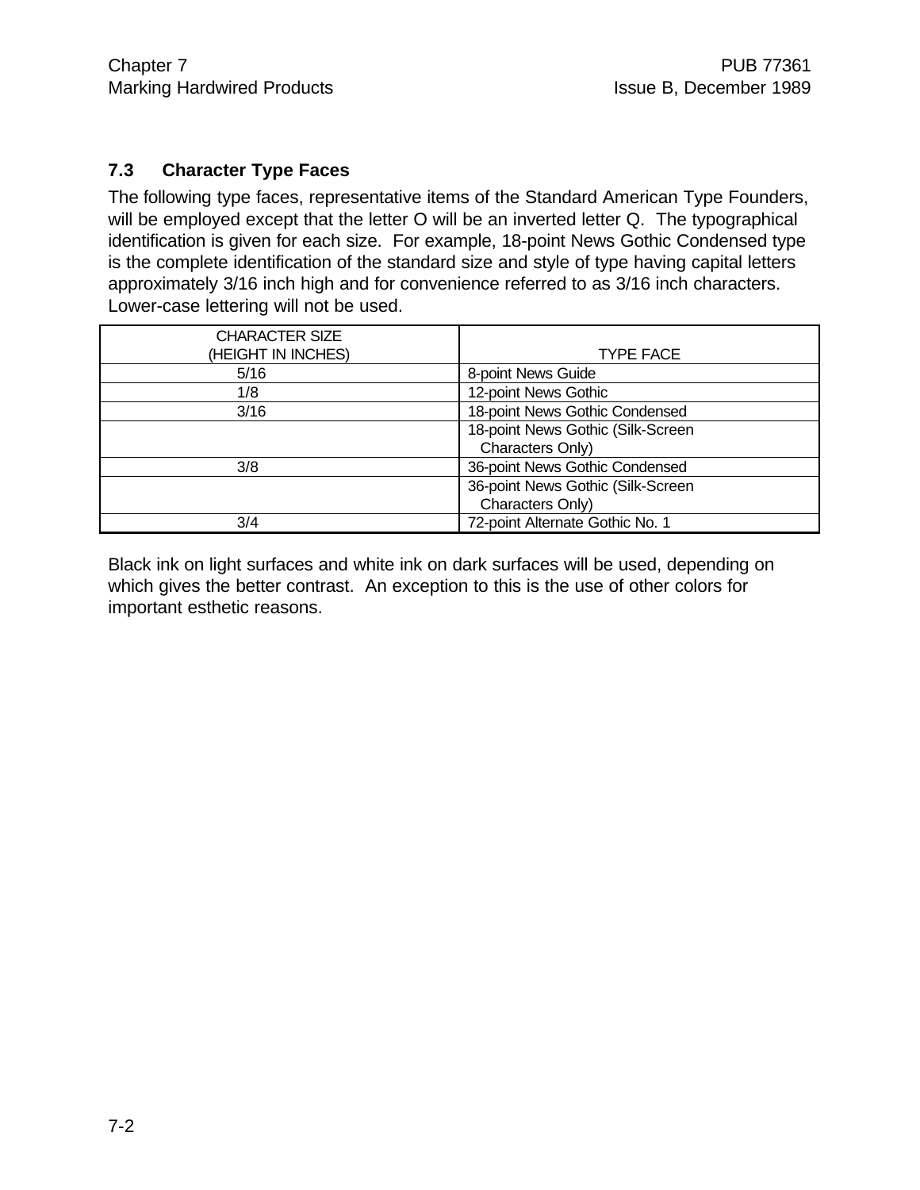## 7.3 Character Type Faces

The following type faces, representative items of the Standard American Type Founders, will be employed except that the letter O will be an inverted letter Q. The typographical identification is given for each size. For example, 18-point News Gothic Condensed type is the complete identification of the standard size and style of type having capital letters approximately 3/16 inch high and for convenience referred to as 3/16 inch characters. Lower-case lettering will not be used.

| CHARACTER SIZE (HEIGHT IN INCHES) | TYPE FACE |
|---|---|
| 5/16 | 8-point News Guide |
| 1/8 | 12-point News Gothic |
| 3/16 | 18-point News Gothic Condensed |
| | 18-point News Gothic (Silk-Screen Characters Only) |
| 3/8 | 36-point News Gothic Condensed |
| | 36-point News Gothic (Silk-Screen Characters Only) |
| 3/4 | 72-point Alternate Gothic No. 1 |

Black ink on light surfaces and white ink on dark surfaces will be used, depending on which gives the better contrast. An exception to this is the use of other colors for important esthetic reasons.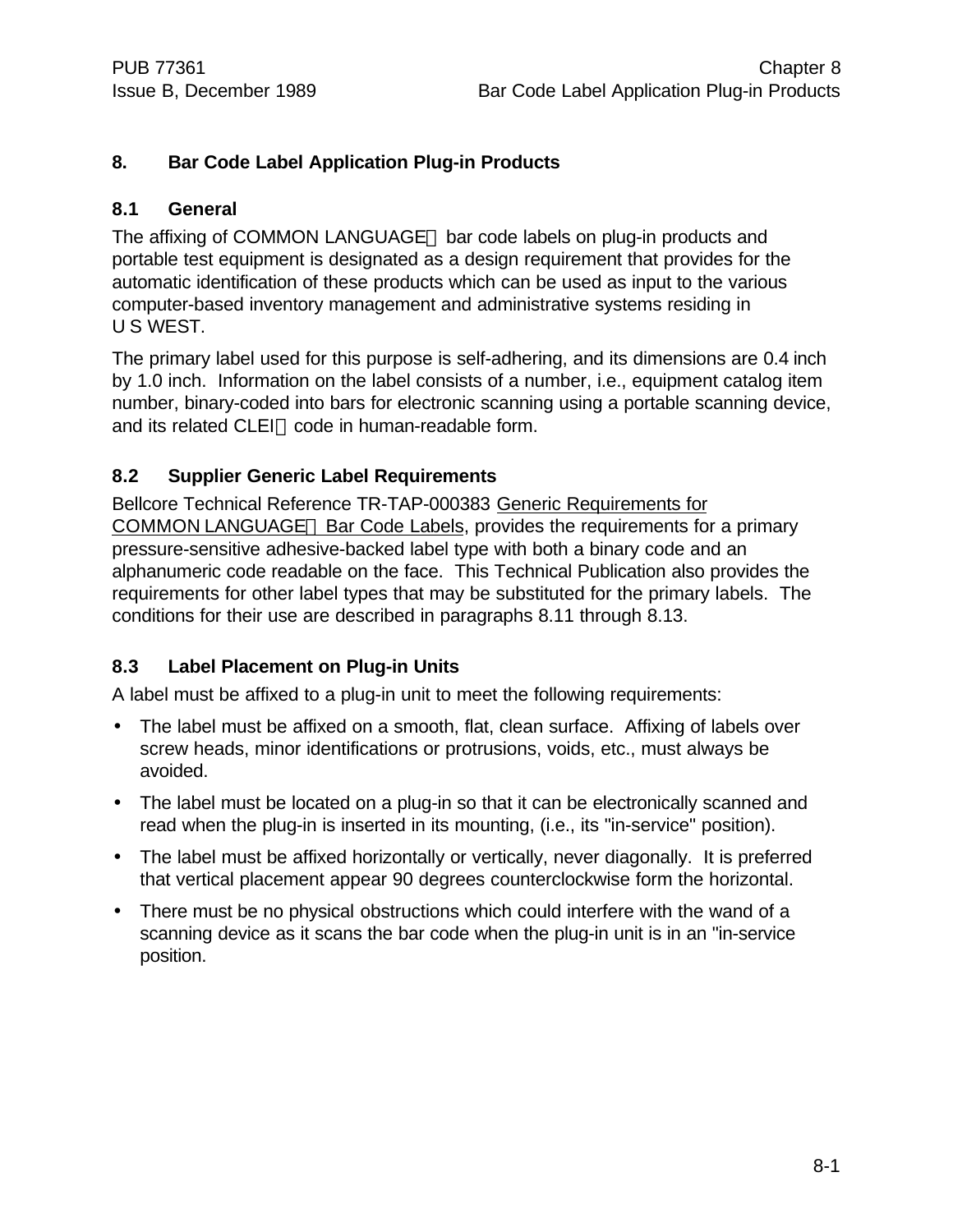# 8. Bar Code Label Application Plug-in Products

## 8.1 General

The affixing of COMMON LANGUAGE® bar code labels on plug-in products and portable test equipment is designated as a design requirement that provides for the automatic identification of these products which can be used as input to the various computer-based inventory management and administrative systems residing in U S WEST.

The primary label used for this purpose is self-adhering, and its dimensions are 0.4 inch by 1.0 inch. Information on the label consists of a number, i.e., equipment catalog item number, binary-coded into bars for electronic scanning using a portable scanning device, and its related CLEI® code in human-readable form.

## 8.2 Supplier Generic Label Requirements

Bellcore Technical Reference TR-TAP-000383 Generic Requirements for COMMON LANGUAGE® Bar Code Labels, provides the requirements for a primary pressure-sensitive adhesive-backed label type with both a binary code and an alphanumeric code readable on the face. This Technical Publication also provides the requirements for other label types that may be substituted for the primary labels. The conditions for their use are described in paragraphs 8.11 through 8.13.

## 8.3 Label Placement on Plug-in Units

A label must be affixed to a plug-in unit to meet the following requirements:

- The label must be affixed on a smooth, flat, clean surface. Affixing of labels over screw heads, minor identifications or protrusions, voids, etc., must always be avoided.
- The label must be located on a plug-in so that it can be electronically scanned and read when the plug-in is inserted in its mounting, (i.e., its "in-service" position).
- The label must be affixed horizontally or vertically, never diagonally. It is preferred that vertical placement appear 90 degrees counterclockwise form the horizontal.
- There must be no physical obstructions which could interfere with the wand of a scanning device as it scans the bar code when the plug-in unit is in an "in-service position.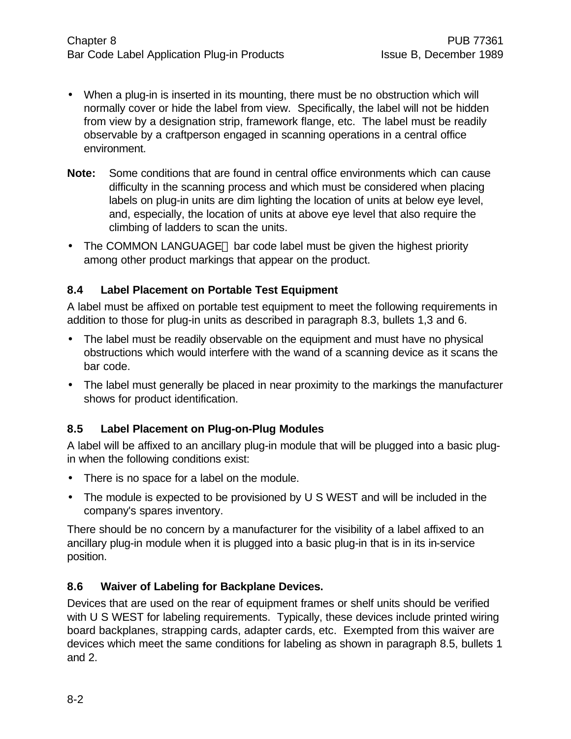- When a plug-in is inserted in its mounting, there must be no obstruction which will normally cover or hide the label from view. Specifically, the label will not be hidden from view by a designation strip, framework flange, etc. The label must be readily observable by a craftperson engaged in scanning operations in a central office environment.

**Note:** Some conditions that are found in central office environments which can cause difficulty in the scanning process and which must be considered when placing labels on plug-in units are dim lighting the location of units at below eye level, and, especially, the location of units at above eye level that also require the climbing of ladders to scan the units.

- The COMMON LANGUAGE® bar code label must be given the highest priority among other product markings that appear on the product.

### 8.4 Label Placement on Portable Test Equipment

A label must be affixed on portable test equipment to meet the following requirements in addition to those for plug-in units as described in paragraph 8.3, bullets 1,3 and 6.

- The label must be readily observable on the equipment and must have no physical obstructions which would interfere with the wand of a scanning device as it scans the bar code.
- The label must generally be placed in near proximity to the markings the manufacturer shows for product identification.

### 8.5 Label Placement on Plug-on-Plug Modules

A label will be affixed to an ancillary plug-in module that will be plugged into a basic plug-in when the following conditions exist:

- There is no space for a label on the module.
- The module is expected to be provisioned by U S WEST and will be included in the company's spares inventory.

There should be no concern by a manufacturer for the visibility of a label affixed to an ancillary plug-in module when it is plugged into a basic plug-in that is in its in-service position.

### 8.6 Waiver of Labeling for Backplane Devices.

Devices that are used on the rear of equipment frames or shelf units should be verified with U S WEST for labeling requirements. Typically, these devices include printed wiring board backplanes, strapping cards, adapter cards, etc. Exempted from this waiver are devices which meet the same conditions for labeling as shown in paragraph 8.5, bullets 1 and 2.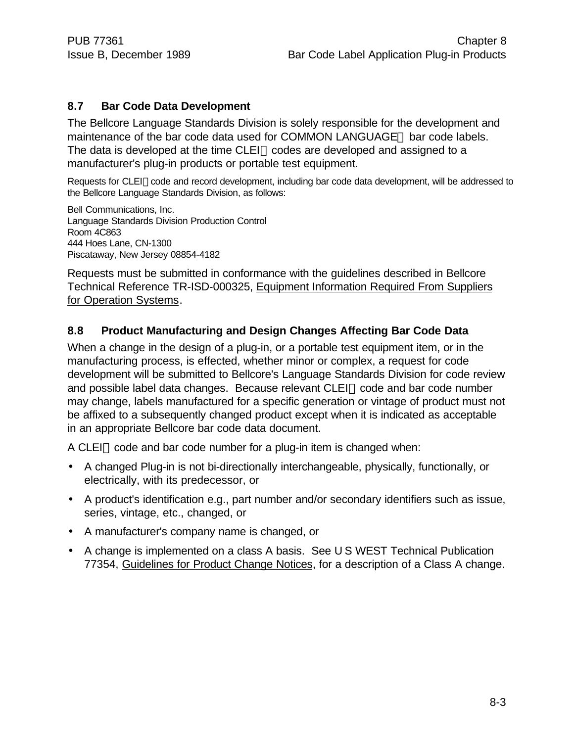## 8.7 Bar Code Data Development

The Bellcore Language Standards Division is solely responsible for the development and maintenance of the bar code data used for COMMON LANGUAGE bar code labels. The data is developed at the time CLEI codes are developed and assigned to a manufacturer's plug-in products or portable test equipment.

Requests for CLEI code and record development, including bar code data development, will be addressed to the Bellcore Language Standards Division, as follows:

Bell Communications, Inc.  
Language Standards Division Production Control  
Room 4C863  
444 Hoes Lane, CN-1300  
Piscataway, New Jersey 08854-4182

Requests must be submitted in conformance with the guidelines described in Bellcore Technical Reference TR-ISD-000325, Equipment Information Required From Suppliers for Operation Systems.

## 8.8 Product Manufacturing and Design Changes Affecting Bar Code Data

When a change in the design of a plug-in, or a portable test equipment item, or in the manufacturing process, is effected, whether minor or complex, a request for code development will be submitted to Bellcore's Language Standards Division for code review and possible label data changes. Because relevant CLEI code and bar code number may change, labels manufactured for a specific generation or vintage of product must not be affixed to a subsequently changed product except when it is indicated as acceptable in an appropriate Bellcore bar code data document.

A CLEI code and bar code number for a plug-in item is changed when:

- A changed Plug-in is not bi-directionally interchangeable, physically, functionally, or electrically, with its predecessor, or
- A product's identification e.g., part number and/or secondary identifiers such as issue, series, vintage, etc., changed, or
- A manufacturer's company name is changed, or
- A change is implemented on a class A basis. See U S WEST Technical Publication 77354, Guidelines for Product Change Notices, for a description of a Class A change.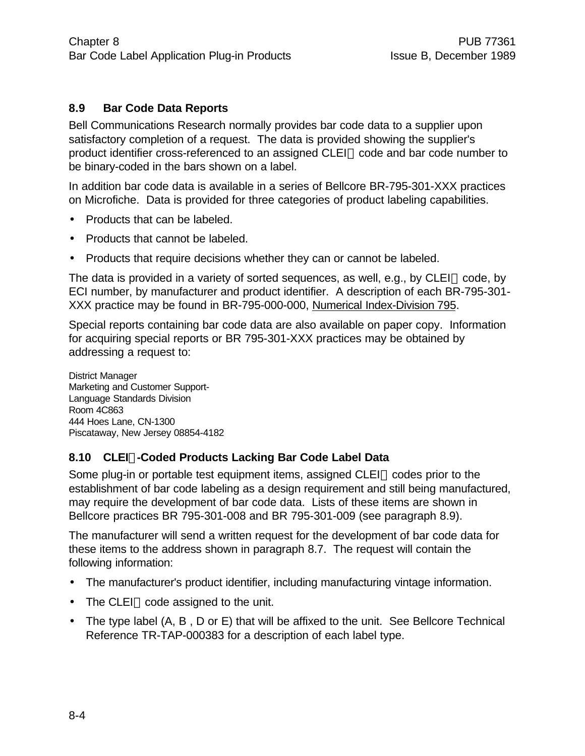## 8.9 Bar Code Data Reports

Bell Communications Research normally provides bar code data to a supplier upon satisfactory completion of a request. The data is provided showing the supplier's product identifier cross-referenced to an assigned CLEI code and bar code number to be binary-coded in the bars shown on a label.

In addition bar code data is available in a series of Bellcore BR-795-301-XXX practices on Microfiche. Data is provided for three categories of product labeling capabilities.

- Products that can be labeled.
- Products that cannot be labeled.
- Products that require decisions whether they can or cannot be labeled.

The data is provided in a variety of sorted sequences, as well, e.g., by CLEI code, by ECI number, by manufacturer and product identifier. A description of each BR-795-301-XXX practice may be found in BR-795-000-000, Numerical Index-Division 795.

Special reports containing bar code data are also available on paper copy. Information for acquiring special reports or BR 795-301-XXX practices may be obtained by addressing a request to:

District Manager
Marketing and Customer Support-
Language Standards Division
Room 4C863
444 Hoes Lane, CN-1300
Piscataway, New Jersey 08854-4182

## 8.10 CLEI-Coded Products Lacking Bar Code Label Data

Some plug-in or portable test equipment items, assigned CLEI codes prior to the establishment of bar code labeling as a design requirement and still being manufactured, may require the development of bar code data. Lists of these items are shown in Bellcore practices BR 795-301-008 and BR 795-301-009 (see paragraph 8.9).

The manufacturer will send a written request for the development of bar code data for these items to the address shown in paragraph 8.7. The request will contain the following information:

- The manufacturer's product identifier, including manufacturing vintage information.
- The CLEI code assigned to the unit.
- The type label (A, B , D or E) that will be affixed to the unit. See Bellcore Technical Reference TR-TAP-000383 for a description of each label type.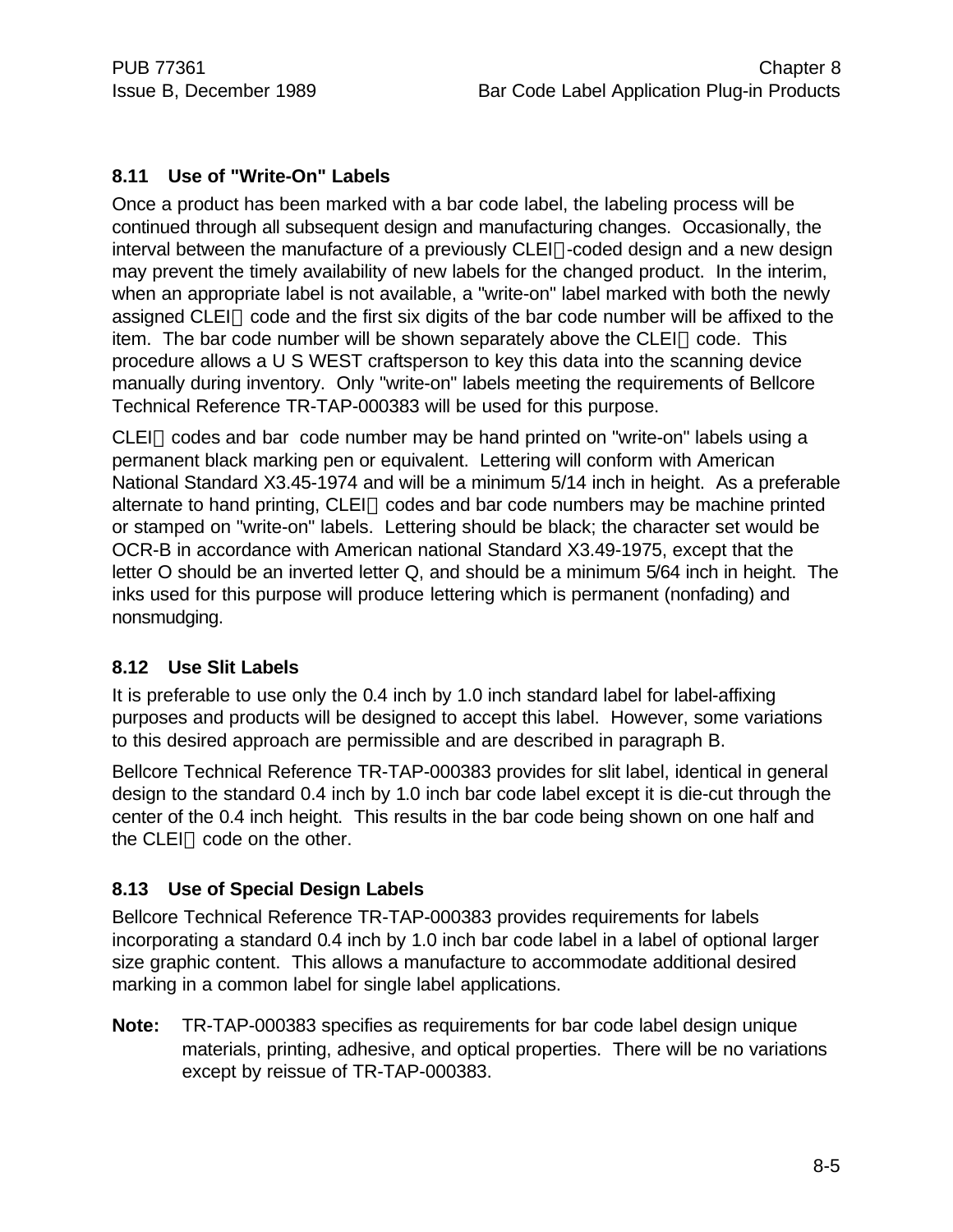### 8.11 Use of "Write-On" Labels

Once a product has been marked with a bar code label, the labeling process will be continued through all subsequent design and manufacturing changes. Occasionally, the interval between the manufacture of a previously CLEI-coded design and a new design may prevent the timely availability of new labels for the changed product. In the interim, when an appropriate label is not available, a "write-on" label marked with both the newly assigned CLEI code and the first six digits of the bar code number will be affixed to the item. The bar code number will be shown separately above the CLEI code. This procedure allows a U S WEST craftsperson to key this data into the scanning device manually during inventory. Only "write-on" labels meeting the requirements of Bellcore Technical Reference TR-TAP-000383 will be used for this purpose.

CLEI codes and bar code number may be hand printed on "write-on" labels using a permanent black marking pen or equivalent. Lettering will conform with American National Standard X3.45-1974 and will be a minimum 5/14 inch in height. As a preferable alternate to hand printing, CLEI codes and bar code numbers may be machine printed or stamped on "write-on" labels. Lettering should be black; the character set would be OCR-B in accordance with American national Standard X3.49-1975, except that the letter O should be an inverted letter Q, and should be a minimum 5/64 inch in height. The inks used for this purpose will produce lettering which is permanent (nonfading) and nonsmudging.

### 8.12 Use Slit Labels

It is preferable to use only the 0.4 inch by 1.0 inch standard label for label-affixing purposes and products will be designed to accept this label. However, some variations to this desired approach are permissible and are described in paragraph B.

Bellcore Technical Reference TR-TAP-000383 provides for slit label, identical in general design to the standard 0.4 inch by 1.0 inch bar code label except it is die-cut through the center of the 0.4 inch height. This results in the bar code being shown on one half and the CLEI code on the other.

### 8.13 Use of Special Design Labels

Bellcore Technical Reference TR-TAP-000383 provides requirements for labels incorporating a standard 0.4 inch by 1.0 inch bar code label in a label of optional larger size graphic content. This allows a manufacture to accommodate additional desired marking in a common label for single label applications.

**Note:** TR-TAP-000383 specifies as requirements for bar code label design unique materials, printing, adhesive, and optical properties. There will be no variations except by reissue of TR-TAP-000383.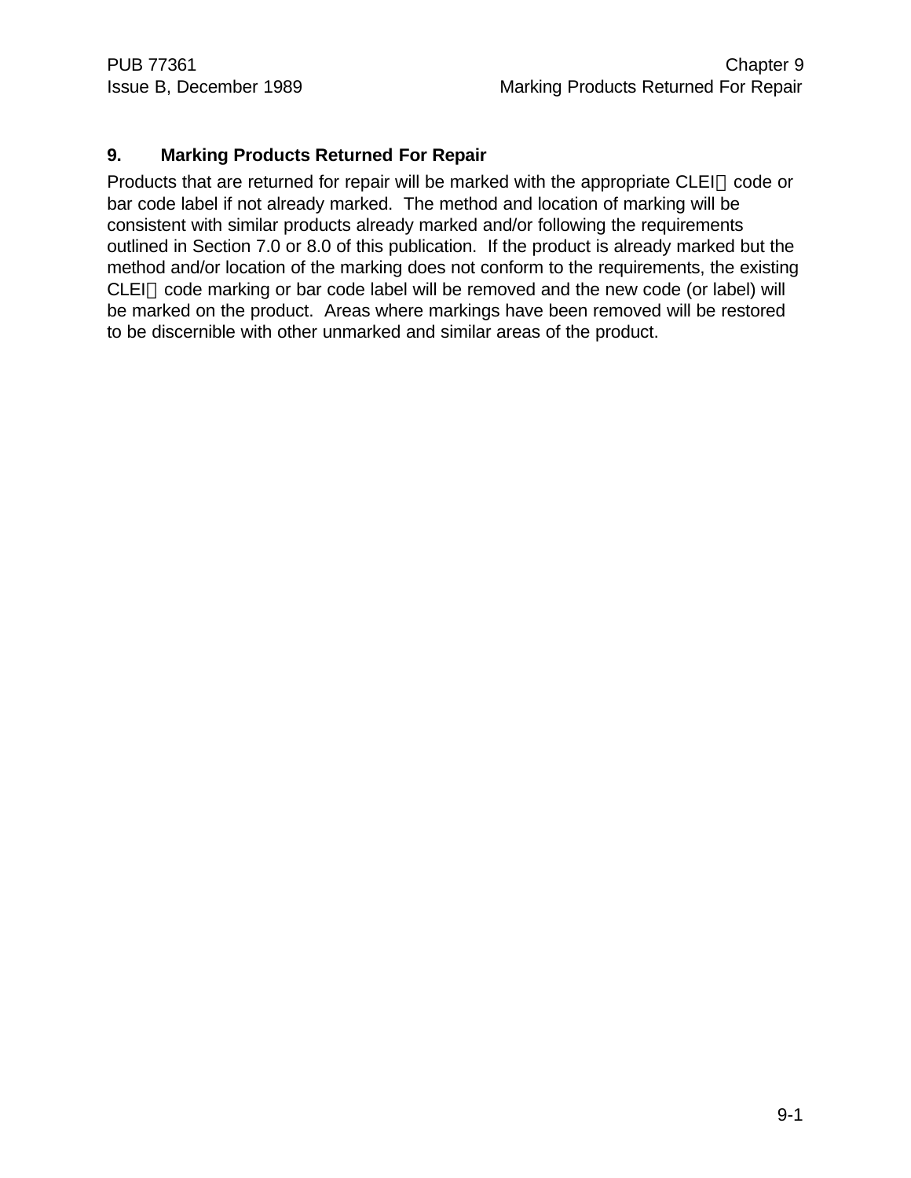# 9. Marking Products Returned For Repair

Products that are returned for repair will be marked with the appropriate CLEI code or bar code label if not already marked. The method and location of marking will be consistent with similar products already marked and/or following the requirements outlined in Section 7.0 or 8.0 of this publication. If the product is already marked but the method and/or location of the marking does not conform to the requirements, the existing CLEI code marking or bar code label will be removed and the new code (or label) will be marked on the product. Areas where markings have been removed will be restored to be discernible with other unmarked and similar areas of the product.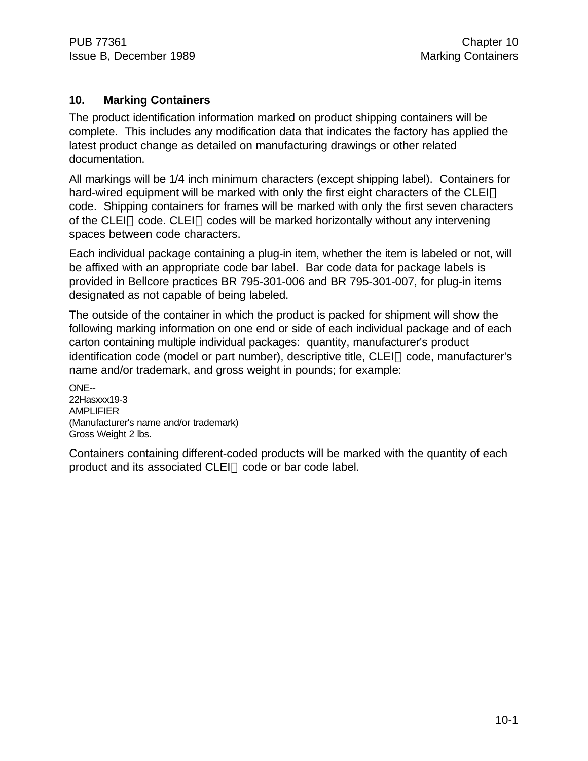## 10. Marking Containers

The product identification information marked on product shipping containers will be complete. This includes any modification data that indicates the factory has applied the latest product change as detailed on manufacturing drawings or other related documentation.

All markings will be 1/4 inch minimum characters (except shipping label). Containers for hard-wired equipment will be marked with only the first eight characters of the CLEI code. Shipping containers for frames will be marked with only the first seven characters of the CLEI code. CLEI codes will be marked horizontally without any intervening spaces between code characters.

Each individual package containing a plug-in item, whether the item is labeled or not, will be affixed with an appropriate code bar label. Bar code data for package labels is provided in Bellcore practices BR 795-301-006 and BR 795-301-007, for plug-in items designated as not capable of being labeled.

The outside of the container in which the product is packed for shipment will show the following marking information on one end or side of each individual package and of each carton containing multiple individual packages: quantity, manufacturer's product identification code (model or part number), descriptive title, CLEI code, manufacturer's name and/or trademark, and gross weight in pounds; for example:

ONE--
22Hasxxx19-3
AMPLIFIER
(Manufacturer's name and/or trademark)
Gross Weight 2 lbs.

Containers containing different-coded products will be marked with the quantity of each product and its associated CLEI code or bar code label.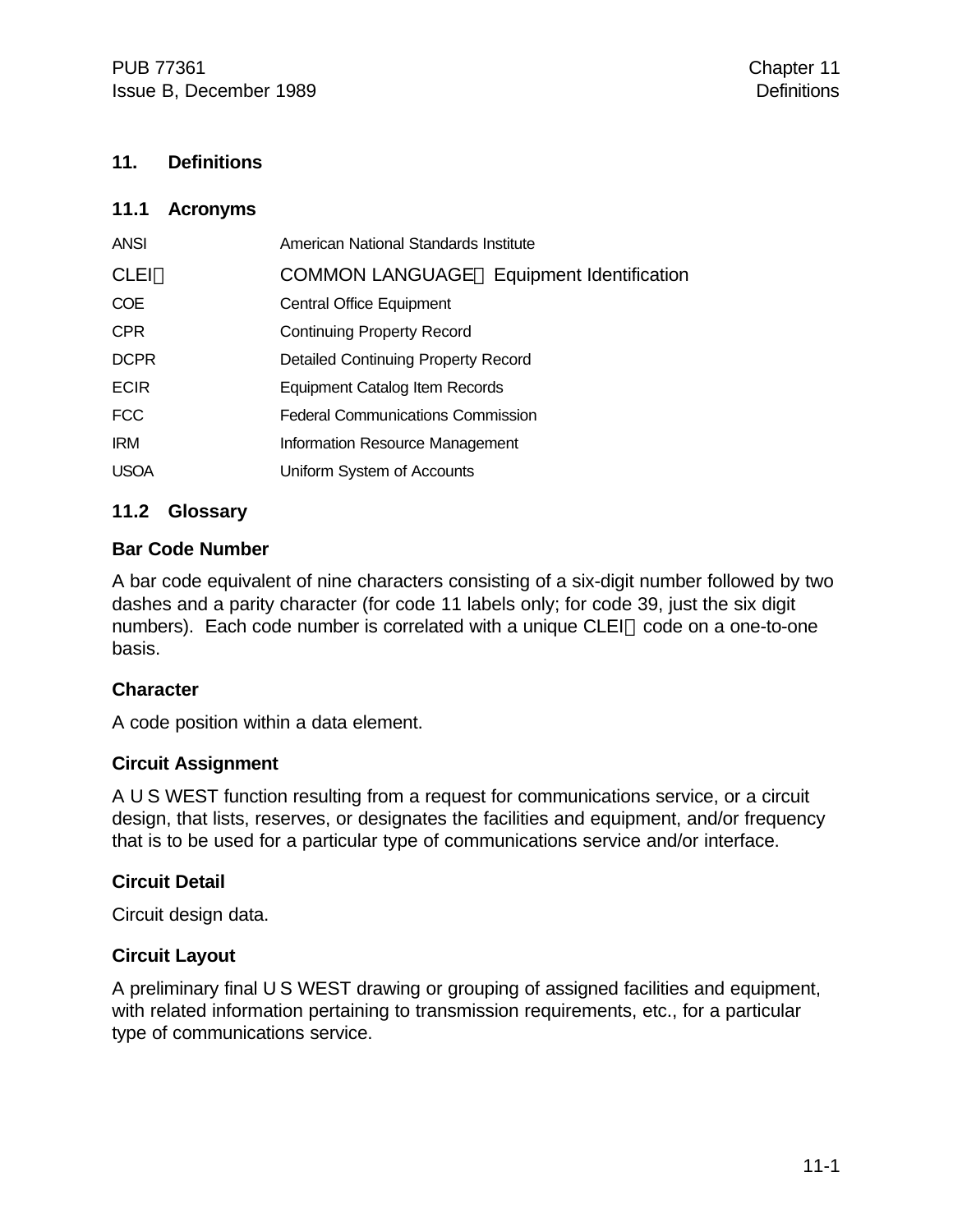## 11. Definitions

### 11.1 Acronyms

| | |
|---|---|
| ANSI | American National Standards Institute |
| CLEI | COMMON LANGUAGE Equipment Identification |
| COE | Central Office Equipment |
| CPR | Continuing Property Record |
| DCPR | Detailed Continuing Property Record |
| ECIR | Equipment Catalog Item Records |
| FCC | Federal Communications Commission |
| IRM | Information Resource Management |
| USOA | Uniform System of Accounts |

### 11.2 Glossary

**Bar Code Number**

A bar code equivalent of nine characters consisting of a six-digit number followed by two dashes and a parity character (for code 11 labels only; for code 39, just the six digit numbers). Each code number is correlated with a unique CLEI code on a one-to-one basis.

**Character**

A code position within a data element.

**Circuit Assignment**

A U S WEST function resulting from a request for communications service, or a circuit design, that lists, reserves, or designates the facilities and equipment, and/or frequency that is to be used for a particular type of communications service and/or interface.

**Circuit Detail**

Circuit design data.

**Circuit Layout**

A preliminary final U S WEST drawing or grouping of assigned facilities and equipment, with related information pertaining to transmission requirements, etc., for a particular type of communications service.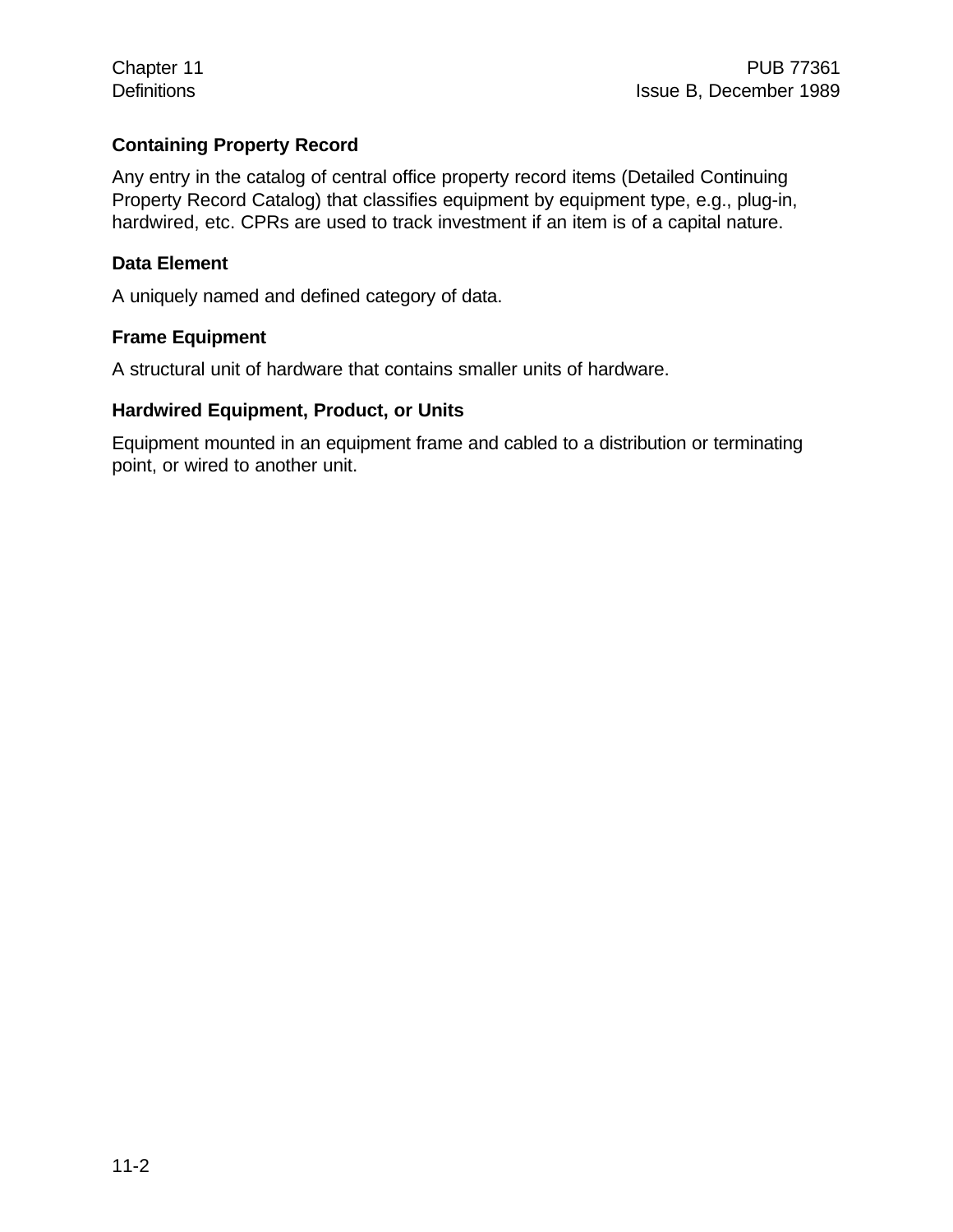**Containing Property Record**

Any entry in the catalog of central office property record items (Detailed Continuing Property Record Catalog) that classifies equipment by equipment type, e.g., plug-in, hardwired, etc. CPRs are used to track investment if an item is of a capital nature.

**Data Element**

A uniquely named and defined category of data.

**Frame Equipment**

A structural unit of hardware that contains smaller units of hardware.

**Hardwired Equipment, Product, or Units**

Equipment mounted in an equipment frame and cabled to a distribution or terminating point, or wired to another unit.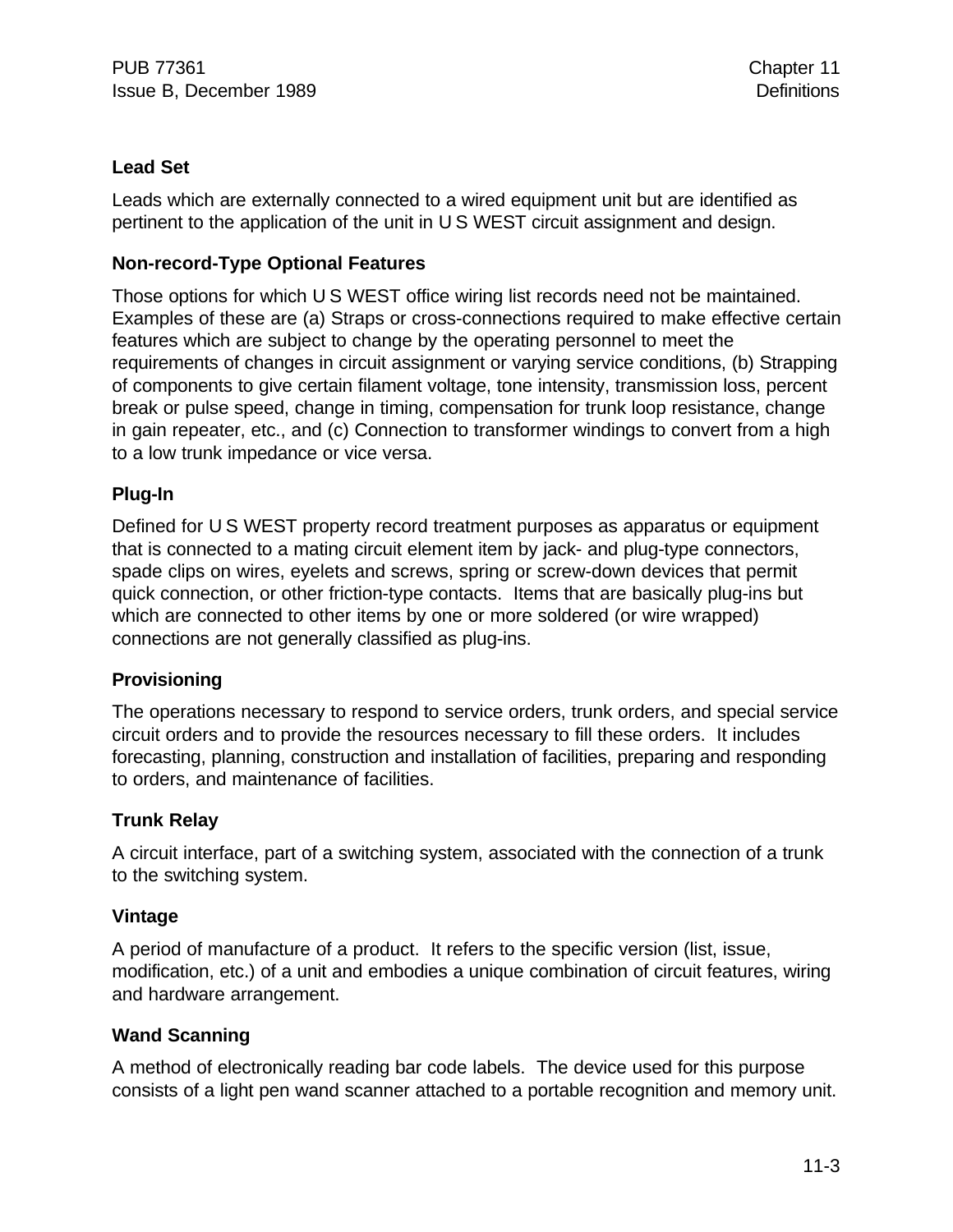**Lead Set**

Leads which are externally connected to a wired equipment unit but are identified as pertinent to the application of the unit in U S WEST circuit assignment and design.

**Non-record-Type Optional Features**

Those options for which U S WEST office wiring list records need not be maintained. Examples of these are (a) Straps or cross-connections required to make effective certain features which are subject to change by the operating personnel to meet the requirements of changes in circuit assignment or varying service conditions, (b) Strapping of components to give certain filament voltage, tone intensity, transmission loss, percent break or pulse speed, change in timing, compensation for trunk loop resistance, change in gain repeater, etc., and (c) Connection to transformer windings to convert from a high to a low trunk impedance or vice versa.

**Plug-In**

Defined for U S WEST property record treatment purposes as apparatus or equipment that is connected to a mating circuit element item by jack- and plug-type connectors, spade clips on wires, eyelets and screws, spring or screw-down devices that permit quick connection, or other friction-type contacts. Items that are basically plug-ins but which are connected to other items by one or more soldered (or wire wrapped) connections are not generally classified as plug-ins.

**Provisioning**

The operations necessary to respond to service orders, trunk orders, and special service circuit orders and to provide the resources necessary to fill these orders. It includes forecasting, planning, construction and installation of facilities, preparing and responding to orders, and maintenance of facilities.

**Trunk Relay**

A circuit interface, part of a switching system, associated with the connection of a trunk to the switching system.

**Vintage**

A period of manufacture of a product. It refers to the specific version (list, issue, modification, etc.) of a unit and embodies a unique combination of circuit features, wiring and hardware arrangement.

**Wand Scanning**

A method of electronically reading bar code labels. The device used for this purpose consists of a light pen wand scanner attached to a portable recognition and memory unit.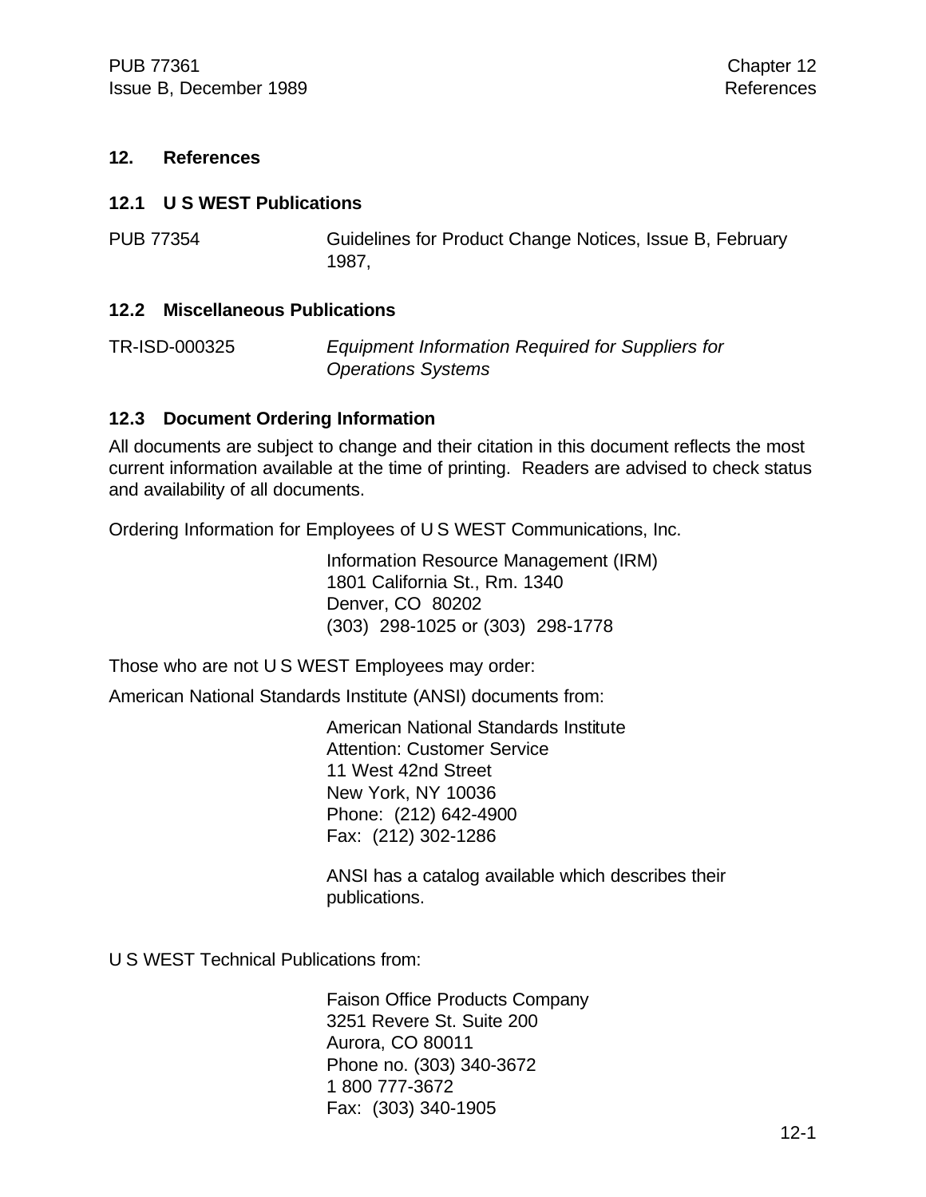# 12. References

## 12.1 U S WEST Publications

PUB 77354 — Guidelines for Product Change Notices, Issue B, February 1987,

## 12.2 Miscellaneous Publications

TR-ISD-000325 — *Equipment Information Required for Suppliers for Operations Systems*

## 12.3 Document Ordering Information

All documents are subject to change and their citation in this document reflects the most current information available at the time of printing. Readers are advised to check status and availability of all documents.

Ordering Information for Employees of U S WEST Communications, Inc.

Information Resource Management (IRM)
1801 California St., Rm. 1340
Denver, CO 80202
(303) 298-1025 or (303) 298-1778

Those who are not U S WEST Employees may order:

American National Standards Institute (ANSI) documents from:

American National Standards Institute
Attention: Customer Service
11 West 42nd Street
New York, NY 10036
Phone: (212) 642-4900
Fax: (212) 302-1286

ANSI has a catalog available which describes their publications.

U S WEST Technical Publications from:

Faison Office Products Company
3251 Revere St. Suite 200
Aurora, CO 80011
Phone no. (303) 340-3672
1 800 777-3672
Fax: (303) 340-1905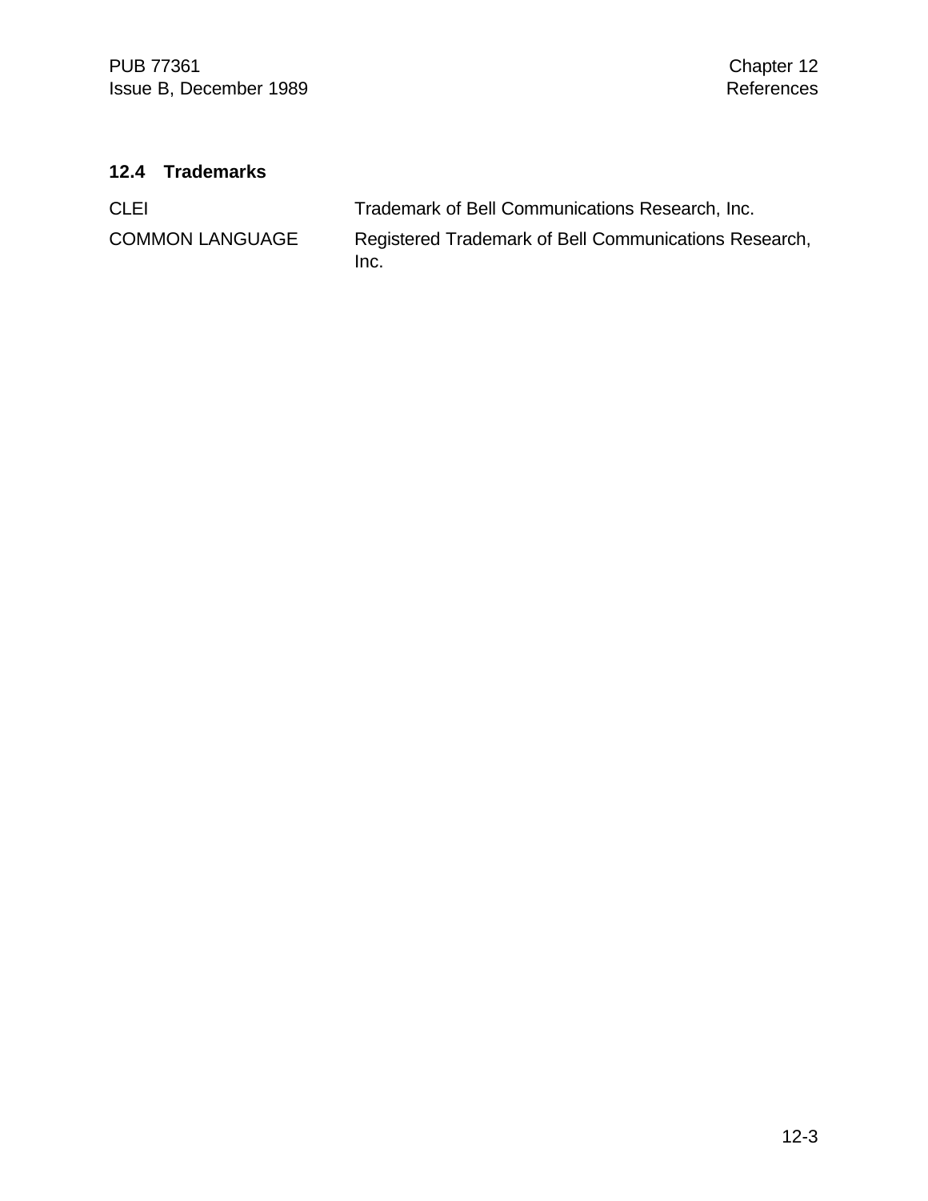### 12.4 Trademarks

| | |
|---|---|
| CLEI | Trademark of Bell Communications Research, Inc. |
| COMMON LANGUAGE | Registered Trademark of Bell Communications Research, Inc. |